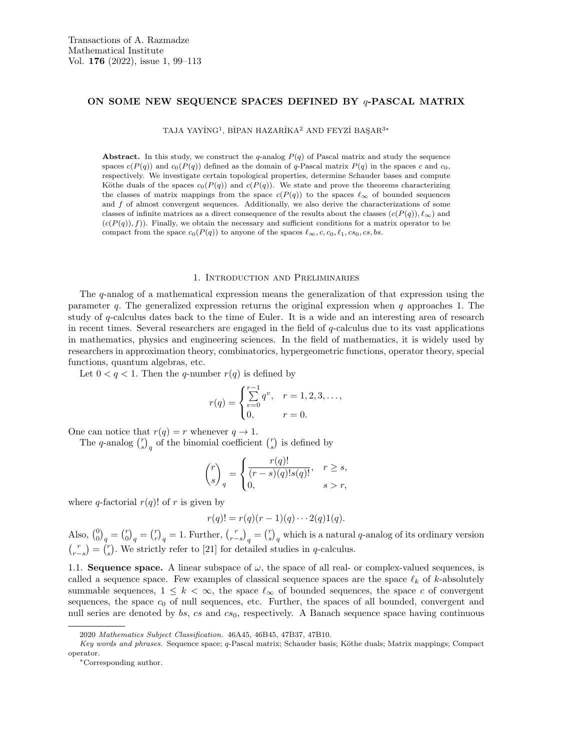# ON SOME NEW SEQUENCE SPACES DEFINED BY $q$-PASCAL MATRIX

TAJA YAYİNG[1], BİPAN HAZARİKA[2] AND FEYZİ BAŞAR[3*]

**Abstract.** In this study, we construct the $q$-analog $P(q)$ of Pascal matrix and study the sequence spaces $c(P(q))$ and $c_0(P(q))$ defined as the domain of $q$-Pascal matrix $P(q)$ in the spaces $c$ and $c_0$, respectively. We investigate certain topological properties, determine Schauder bases and compute Köthe duals of the spaces $c_0(P(q))$ and $c(P(q))$. We state and prove the theorems characterizing the classes of matrix mappings from the space $c(P(q))$ to the spaces $\ell_\infty$ of bounded sequences and $f$ of almost convergent sequences. Additionally, we also derive the characterizations of some classes of infinite matrices as a direct consequence of the results about the classes $(c(P(q)), \ell_\infty)$ and $(c(P(q)), f)$. Finally, we obtain the necessary and sufficient conditions for a matrix operator to be compact from the space $c_0(P(q))$ to anyone of the spaces $\ell_\infty, c, c_0, \ell_1, cs_0, cs, bs$.

## 1. Introduction and Preliminaries

The $q$-analog of a mathematical expression means the generalization of that expression using the parameter $q$. The generalized expression returns the original expression when $q$ approaches 1. The study of $q$-calculus dates back to the time of Euler. It is a wide and an interesting area of research in recent times. Several researchers are engaged in the field of $q$-calculus due to its vast applications in mathematics, physics and engineering sciences. In the field of mathematics, it is widely used by researchers in approximation theory, combinatorics, hypergeometric functions, operator theory, special functions, quantum algebras, etc.

Let $0 < q < 1$. Then the $q$-number $r(q)$ is defined by

$$r(q) = \begin{cases} \sum\limits_{v=0}^{r-1} q^v, & r = 1, 2, 3, \ldots, \\ 0, & r = 0. \end{cases}$$

One can notice that $r(q) = r$ whenever $q \to 1$.

The $q$-analog $\binom{r}{s}_q$ of the binomial coefficient $\binom{r}{s}$ is defined by

$$\binom{r}{s}_q = \begin{cases} \dfrac{r(q)!}{(r-s)(q)!s(q)!}, & r \geq s, \\ 0, & s > r, \end{cases}$$

where $q$-factorial $r(q)!$ of $r$ is given by

$$r(q)! = r(q)(r-1)(q) \cdots 2(q)1(q).$$

Also, $\binom{0}{0}_q = \binom{r}{0}_q = \binom{r}{r}_q = 1$. Further, $\binom{r}{r-s}_q = \binom{r}{s}_q$ which is a natural $q$-analog of its ordinary version $\binom{r}{r-s} = \binom{r}{s}$. We strictly refer to [21] for detailed studies in $q$-calculus.

**1.1. Sequence space.** A linear subspace of $\omega$, the space of all real- or complex-valued sequences, is called a sequence space. Few examples of classical sequence spaces are the space $\ell_k$ of $k$-absolutely summable sequences, $1 \leq k < \infty$, the space $\ell_\infty$ of bounded sequences, the space $c$ of convergent sequences, the space $c_0$ of null sequences, etc. Further, the spaces of all bounded, convergent and null series are denoted by $bs$, $cs$ and $cs_0$, respectively. A Banach sequence space having continuous

---

2020 *Mathematics Subject Classification.* 46A45, 46B45, 47B37, 47B10.

*Key words and phrases.* Sequence space; $q$-Pascal matrix; Schauder basis; Köthe duals; Matrix mappings; Compact operator.

*Corresponding author.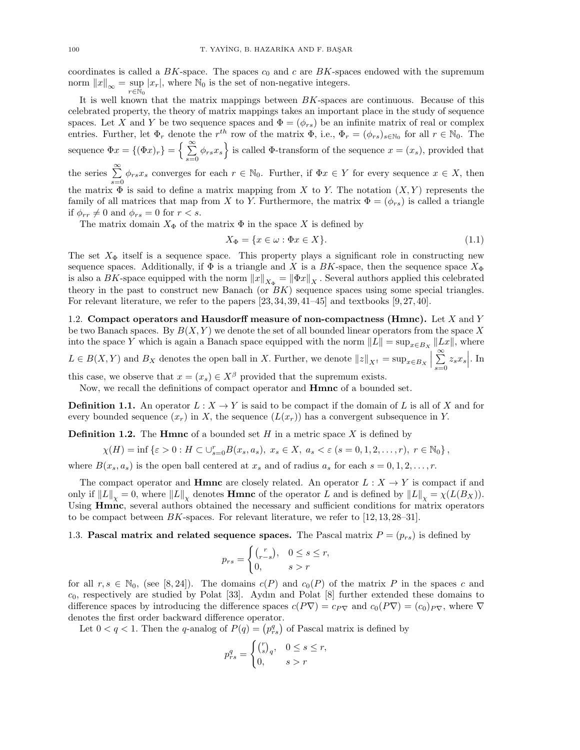coordinates is called a $BK$-space. The spaces $c_0$ and $c$ are $BK$-spaces endowed with the supremum norm $\|x\|_\infty = \sup_{r\in\mathbb{N}_0} |x_r|$, where $\mathbb{N}_0$ is the set of non-negative integers.

It is well known that the matrix mappings between $BK$-spaces are continuous. Because of this celebrated property, the theory of matrix mappings takes an important place in the study of sequence spaces. Let $X$ and $Y$ be two sequence spaces and $\Phi = (\phi_{rs})$ be an infinite matrix of real or complex entries. Further, let $\Phi_r$ denote the $r^{th}$ row of the matrix $\Phi$, i.e., $\Phi_r = (\phi_{rs})_{s\in\mathbb{N}_0}$ for all $r \in \mathbb{N}_0$. The sequence $\Phi x = \{(\Phi x)_r\} = \left\{ \sum_{s=0}^{\infty} \phi_{rs} x_s \right\}$ is called $\Phi$-transform of the sequence $x = (x_s)$, provided that the series $\sum_{s=0}^{\infty} \phi_{rs} x_s$ converges for each $r \in \mathbb{N}_0$. Further, if $\Phi x \in Y$ for every sequence $x \in X$, then the matrix $\Phi$ is said to define a matrix mapping from $X$ to $Y$. The notation $(X, Y)$ represents the family of all matrices that map from $X$ to $Y$. Furthermore, the matrix $\Phi = (\phi_{rs})$ is called a triangle if $\phi_{rr} \neq 0$ and $\phi_{rs} = 0$ for $r < s$.

The matrix domain $X_\Phi$ of the matrix $\Phi$ in the space $X$ is defined by

$$X_\Phi = \{x \in \omega : \Phi x \in X\}. \tag{1.1}$$

The set $X_\Phi$ itself is a sequence space. This property plays a significant role in constructing new sequence spaces. Additionally, if $\Phi$ is a triangle and $X$ is a $BK$-space, then the sequence space $X_\Phi$ is also a $BK$-space equipped with the norm $\|x\|_{X_\Phi} = \|\Phi x\|_X$. Several authors applied this celebrated theory in the past to construct new Banach (or $BK$) sequence spaces using some special triangles. For relevant literature, we refer to the papers [23, 34, 39, 41–45] and textbooks [9, 27, 40].

### 1.2. Compact operators and Hausdorff measure of non-compactness (Hmnc).

Let $X$ and $Y$ be two Banach spaces. By $B(X, Y)$ we denote the set of all bounded linear operators from the space $X$ into the space $Y$ which is again a Banach space equipped with the norm $\|L\| = \sup_{x\in B_X} \|Lx\|$, where $L \in B(X, Y)$ and $B_X$ denotes the open ball in $X$. Further, we denote $\|z\|_{X^\dagger} = \sup_{x\in B_X} \left| \sum_{s=0}^{\infty} z_s x_s \right|$. In this case, we observe that $x = (x_s) \in X^\beta$ provided that the supremum exists.

Now, we recall the definitions of compact operator and **Hmnc** of a bounded set.

**Definition 1.1.** An operator $L : X \to Y$ is said to be compact if the domain of $L$ is all of $X$ and for every bounded sequence $(x_r)$ in $X$, the sequence $(L(x_r))$ has a convergent subsequence in $Y$.

**Definition 1.2.** The **Hmnc** of a bounded set $H$ in a metric space $X$ is defined by

$$\chi(H) = \inf \left\{ \varepsilon > 0 : H \subset \cup_{s=0}^{r} B(x_s, a_s),\ x_s \in X,\ a_s < \varepsilon\ (s = 0, 1, 2, \dots, r),\ r \in \mathbb{N}_0 \right\},$$

where $B(x_s, a_s)$ is the open ball centered at $x_s$ and of radius $a_s$ for each $s = 0, 1, 2, \dots, r$.

The compact operator and **Hmnc** are closely related. An operator $L : X \to Y$ is compact if and only if $\|L\|_\chi = 0$, where $\|L\|_\chi$ denotes **Hmnc** of the operator $L$ and is defined by $\|L\|_\chi = \chi(L(B_X))$. Using **Hmnc**, several authors obtained the necessary and sufficient conditions for matrix operators to be compact between $BK$-spaces. For relevant literature, we refer to [12, 13, 28–31].

### 1.3. Pascal matrix and related sequence spaces.

The Pascal matrix $P = (p_{rs})$ is defined by

$$p_{rs} = \begin{cases} \binom{r}{r-s}, & 0 \le s \le r, \\ 0, & s > r \end{cases}$$

for all $r, s \in \mathbb{N}_0$, (see [8, 24]). The domains $c(P)$ and $c_0(P)$ of the matrix $P$ in the spaces $c$ and $c_0$, respectively are studied by Polat [33]. Aydın and Polat [8] further extended these domains to difference spaces by introducing the difference spaces $c(P\nabla) = c_{P\nabla}$ and $c_0(P\nabla) = (c_0)_{P\nabla}$, where $\nabla$ denotes the first order backward difference operator.

Let $0 < q < 1$. Then the $q$-analog of $P(q) = (p^q_{rs})$ of Pascal matrix is defined by

$$p^q_{rs} = \begin{cases} \binom{r}{s}_q, & 0 \le s \le r, \\ 0, & s > r \end{cases}$$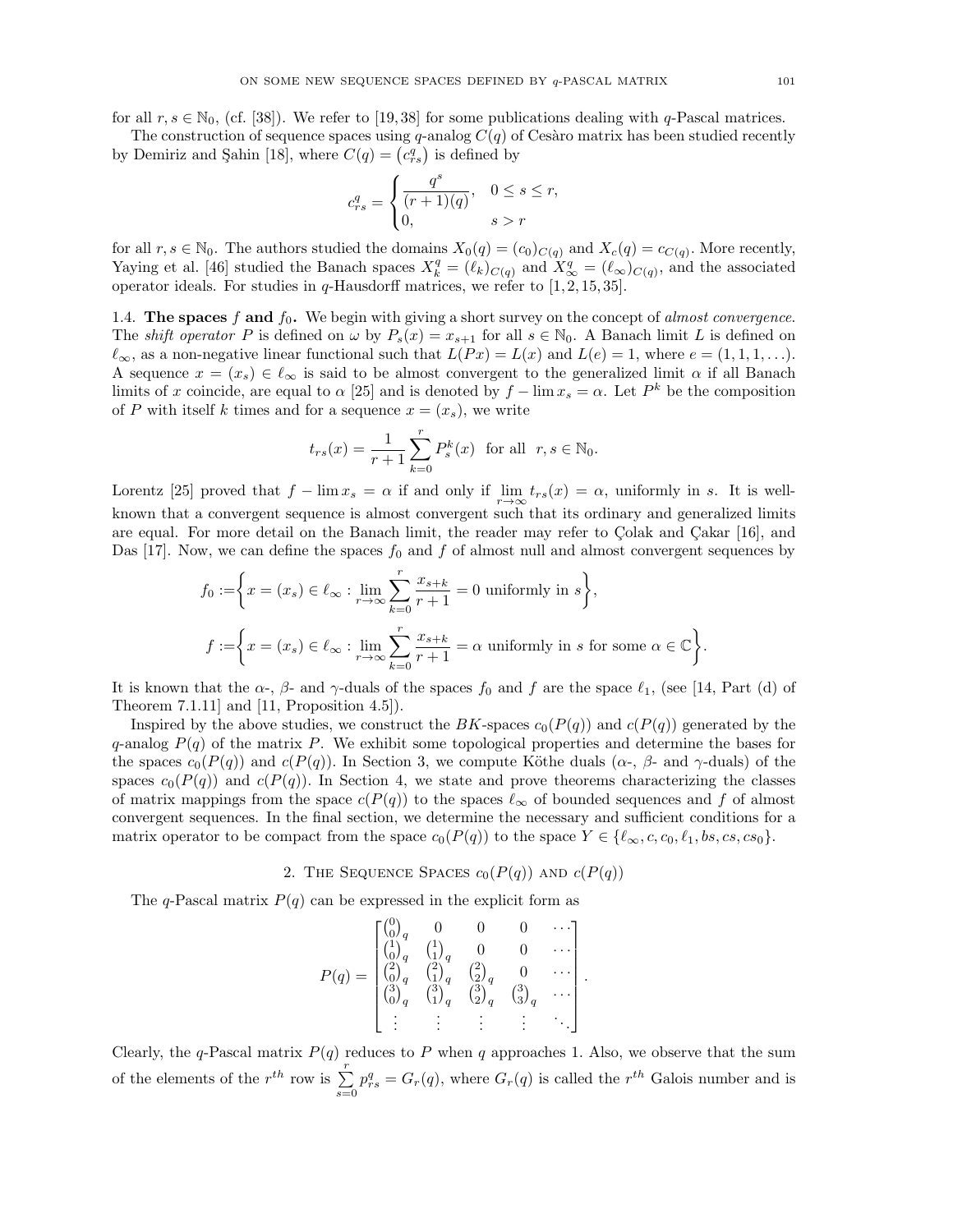for all $r, s \in \mathbb{N}_0$, (cf. [38]). We refer to [19, 38] for some publications dealing with $q$-Pascal matrices.

The construction of sequence spaces using $q$-analog $C(q)$ of Cesàro matrix has been studied recently by Demiriz and Şahin [18], where $C(q) = \left(c^q_{rs}\right)$ is defined by

$$c^q_{rs} = \begin{cases} \dfrac{q^s}{(r+1)(q)}, & 0 \le s \le r, \\ 0, & s > r \end{cases}$$

for all $r, s \in \mathbb{N}_0$. The authors studied the domains $X_0(q) = (c_0)_{C(q)}$ and $X_c(q) = c_{C(q)}$. More recently, Yaying et al. [46] studied the Banach spaces $X^q_k = (\ell_k)_{C(q)}$ and $X^q_\infty = (\ell_\infty)_{C(q)}$, and the associated operator ideals. For studies in $q$-Hausdorff matrices, we refer to [1, 2, 15, 35].

**1.4. The spaces $f$ and $f_0$.** We begin with giving a short survey on the concept of *almost convergence*. The *shift operator* $P$ is defined on $\omega$ by $P_s(x) = x_{s+1}$ for all $s \in \mathbb{N}_0$. A Banach limit $L$ is defined on $\ell_\infty$, as a non-negative linear functional such that $L(Px) = L(x)$ and $L(e) = 1$, where $e = (1, 1, 1, \ldots)$. A sequence $x = (x_s) \in \ell_\infty$ is said to be almost convergent to the generalized limit $\alpha$ if all Banach limits of $x$ coincide, are equal to $\alpha$ [25] and is denoted by $f - \lim x_s = \alpha$. Let $P^k$ be the composition of $P$ with itself $k$ times and for a sequence $x = (x_s)$, we write

$$t_{rs}(x) = \frac{1}{r+1} \sum_{k=0}^{r} P^k_s(x) \quad \text{for all} \quad r, s \in \mathbb{N}_0.$$

Lorentz [25] proved that $f - \lim x_s = \alpha$ if and only if $\lim\limits_{r\to\infty} t_{rs}(x) = \alpha$, uniformly in $s$. It is well-known that a convergent sequence is almost convergent such that its ordinary and generalized limits are equal. For more detail on the Banach limit, the reader may refer to Çolak and Çakar [16], and Das [17]. Now, we can define the spaces $f_0$ and $f$ of almost null and almost convergent sequences by

$$f_0 := \left\{ x = (x_s) \in \ell_\infty : \lim_{r\to\infty} \sum_{k=0}^{r} \frac{x_{s+k}}{r+1} = 0 \text{ uniformly in } s \right\},$$

$$f := \left\{ x = (x_s) \in \ell_\infty : \lim_{r\to\infty} \sum_{k=0}^{r} \frac{x_{s+k}}{r+1} = \alpha \text{ uniformly in } s \text{ for some } \alpha \in \mathbb{C} \right\}.$$

It is known that the $\alpha$-, $\beta$- and $\gamma$-duals of the spaces $f_0$ and $f$ are the space $\ell_1$, (see [14, Part (d) of Theorem 7.1.11] and [11, Proposition 4.5]).

Inspired by the above studies, we construct the $BK$-spaces $c_0(P(q))$ and $c(P(q))$ generated by the $q$-analog $P(q)$ of the matrix $P$. We exhibit some topological properties and determine the bases for the spaces $c_0(P(q))$ and $c(P(q))$. In Section 3, we compute Köthe duals ($\alpha$-, $\beta$- and $\gamma$-duals) of the spaces $c_0(P(q))$ and $c(P(q))$. In Section 4, we state and prove theorems characterizing the classes of matrix mappings from the space $c(P(q))$ to the spaces $\ell_\infty$ of bounded sequences and $f$ of almost convergent sequences. In the final section, we determine the necessary and sufficient conditions for a matrix operator to be compact from the space $c_0(P(q))$ to the space $Y \in \{\ell_\infty, c, c_0, \ell_1, bs, cs, cs_0\}$.

## 2. The Sequence Spaces $c_0(P(q))$ and $c(P(q))$

The $q$-Pascal matrix $P(q)$ can be expressed in the explicit form as

$$P(q) = \begin{bmatrix} \binom{0}{0}_q & 0 & 0 & 0 & \cdots \\ \binom{1}{0}_q & \binom{1}{1}_q & 0 & 0 & \cdots \\ \binom{2}{0}_q & \binom{2}{1}_q & \binom{2}{2}_q & 0 & \cdots \\ \binom{3}{0}_q & \binom{3}{1}_q & \binom{3}{2}_q & \binom{3}{3}_q & \cdots \\ \vdots & \vdots & \vdots & \vdots & \ddots \end{bmatrix}.$$

Clearly, the $q$-Pascal matrix $P(q)$ reduces to $P$ when $q$ approaches 1. Also, we observe that the sum of the elements of the $r^{th}$ row is $\sum\limits_{s=0}^{r} p^q_{rs} = G_r(q)$, where $G_r(q)$ is called the $r^{th}$ Galois number and is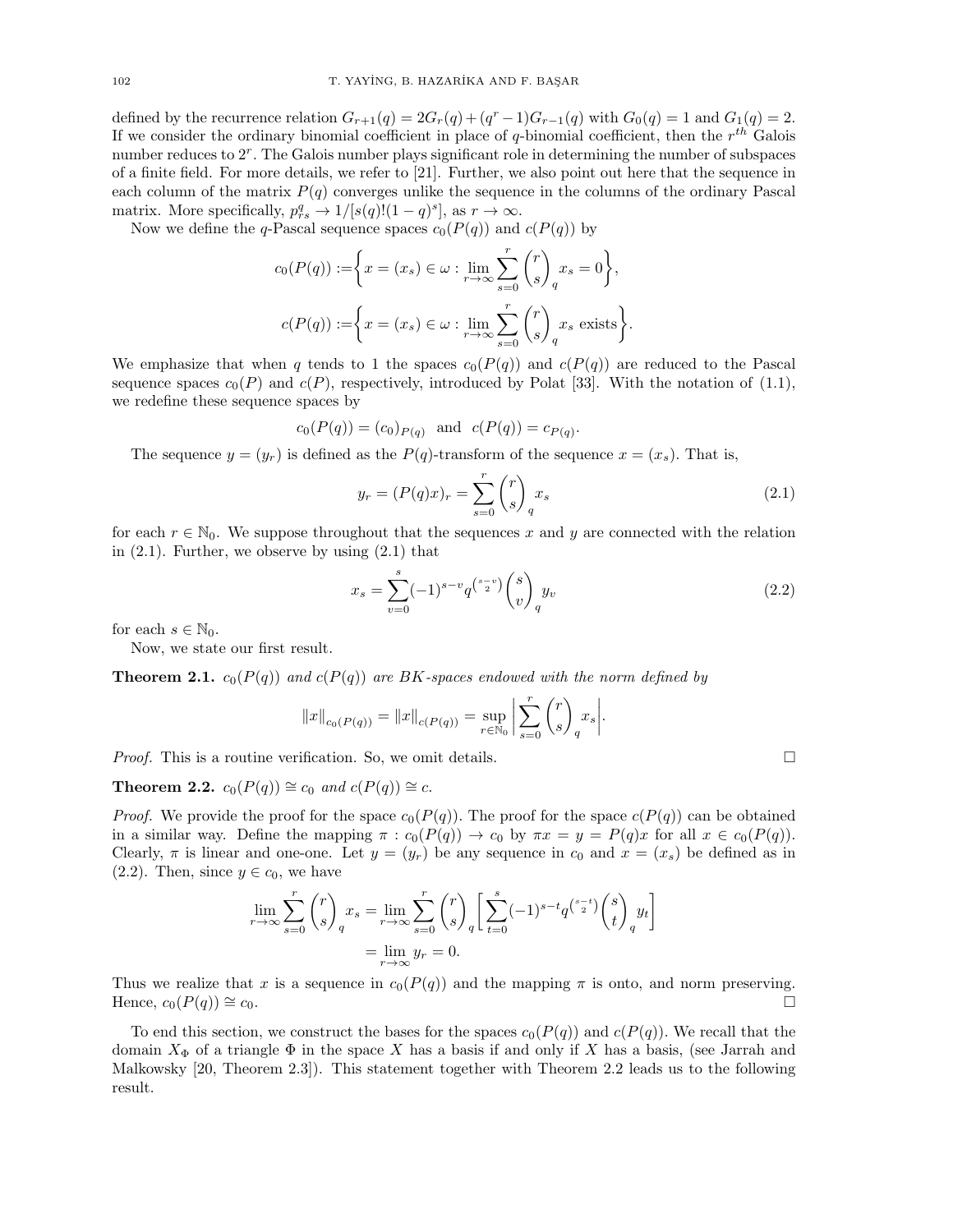defined by the recurrence relation $G_{r+1}(q) = 2G_r(q) + (q^r - 1)G_{r-1}(q)$ with $G_0(q) = 1$ and $G_1(q) = 2$. If we consider the ordinary binomial coefficient in place of $q$-binomial coefficient, then the $r^{th}$ Galois number reduces to $2^r$. The Galois number plays significant role in determining the number of subspaces of a finite field. For more details, we refer to [21]. Further, we also point out here that the sequence in each column of the matrix $P(q)$ converges unlike the sequence in the columns of the ordinary Pascal matrix. More specifically, $p^q_{rs} \to 1/[s(q)!(1-q)^s]$, as $r \to \infty$.

Now we define the $q$-Pascal sequence spaces $c_0(P(q))$ and $c(P(q))$ by

$$c_0(P(q)) := \left\{ x = (x_s) \in \omega : \lim_{r\to\infty} \sum_{s=0}^{r} \binom{r}{s}_q x_s = 0 \right\},$$

$$c(P(q)) := \left\{ x = (x_s) \in \omega : \lim_{r\to\infty} \sum_{s=0}^{r} \binom{r}{s}_q x_s \text{ exists} \right\}.$$

We emphasize that when $q$ tends to 1 the spaces $c_0(P(q))$ and $c(P(q))$ are reduced to the Pascal sequence spaces $c_0(P)$ and $c(P)$, respectively, introduced by Polat [33]. With the notation of (1.1), we redefine these sequence spaces by

$$c_0(P(q)) = (c_0)_{P(q)} \quad \text{and} \quad c(P(q)) = c_{P(q)}.$$

The sequence $y = (y_r)$ is defined as the $P(q)$-transform of the sequence $x = (x_s)$. That is,

$$y_r = (P(q)x)_r = \sum_{s=0}^{r} \binom{r}{s}_q x_s \tag{2.1}$$

for each $r \in \mathbb{N}_0$. We suppose throughout that the sequences $x$ and $y$ are connected with the relation in (2.1). Further, we observe by using (2.1) that

$$x_s = \sum_{v=0}^{s} (-1)^{s-v} q^{\binom{s-v}{2}} \binom{s}{v}_q y_v \tag{2.2}$$

for each $s \in \mathbb{N}_0$.

Now, we state our first result.

**Theorem 2.1.** *$c_0(P(q))$ and $c(P(q))$ are BK-spaces endowed with the norm defined by*

$$\|x\|_{c_0(P(q))} = \|x\|_{c(P(q))} = \sup_{r\in\mathbb{N}_0} \left| \sum_{s=0}^{r} \binom{r}{s}_q x_s \right|.$$

*Proof.* This is a routine verification. So, we omit details. □

**Theorem 2.2.** *$c_0(P(q)) \cong c_0$ and $c(P(q)) \cong c$.*

*Proof.* We provide the proof for the space $c_0(P(q))$. The proof for the space $c(P(q))$ can be obtained in a similar way. Define the mapping $\pi : c_0(P(q)) \to c_0$ by $\pi x = y = P(q)x$ for all $x \in c_0(P(q))$. Clearly, $\pi$ is linear and one-one. Let $y = (y_r)$ be any sequence in $c_0$ and $x = (x_s)$ be defined as in (2.2). Then, since $y \in c_0$, we have

$$\begin{aligned}
\lim_{r\to\infty} \sum_{s=0}^{r} \binom{r}{s}_q x_s &= \lim_{r\to\infty} \sum_{s=0}^{r} \binom{r}{s}_q \left[ \sum_{t=0}^{s} (-1)^{s-t} q^{\binom{s-t}{2}} \binom{s}{t}_q y_t \right] \\
&= \lim_{r\to\infty} y_r = 0.
\end{aligned}$$

Thus we realize that $x$ is a sequence in $c_0(P(q))$ and the mapping $\pi$ is onto, and norm preserving. Hence, $c_0(P(q)) \cong c_0$. □

To end this section, we construct the bases for the spaces $c_0(P(q))$ and $c(P(q))$. We recall that the domain $X_\Phi$ of a triangle $\Phi$ in the space $X$ has a basis if and only if $X$ has a basis, (see Jarrah and Malkowsky [20, Theorem 2.3]). This statement together with Theorem 2.2 leads us to the following result.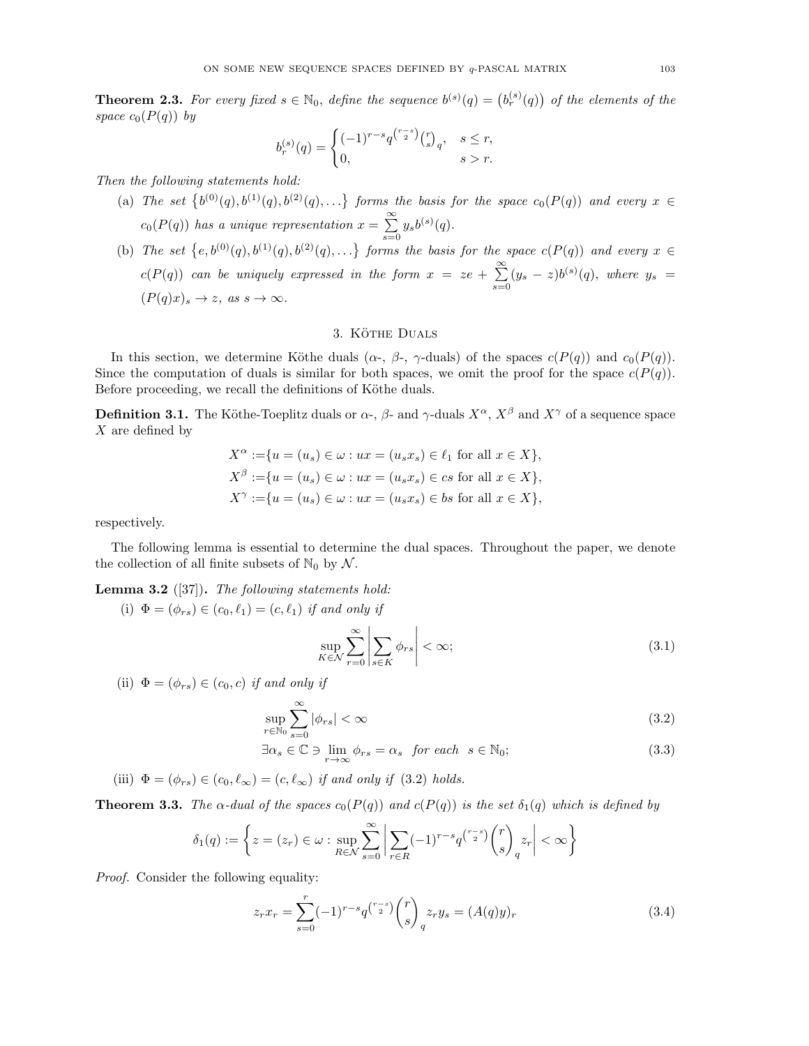**Theorem 2.3.** *For every fixed $s \in \mathbb{N}_0$, define the sequence $b^{(s)}(q) = \left(b_r^{(s)}(q)\right)$ of the elements of the space $c_0(P(q))$ by*

$$b_r^{(s)}(q) = \begin{cases} (-1)^{r-s} q^{\binom{r-s}{2}} \binom{r}{s}_q, & s \leq r, \\ 0, & s > r. \end{cases}$$

*Then the following statements hold:*

(a) *The set $\left\{b^{(0)}(q), b^{(1)}(q), b^{(2)}(q), \ldots\right\}$ forms the basis for the space $c_0(P(q))$ and every $x \in c_0(P(q))$ has a unique representation $x = \sum_{s=0}^{\infty} y_s b^{(s)}(q)$.*

(b) *The set $\left\{e, b^{(0)}(q), b^{(1)}(q), b^{(2)}(q), \ldots\right\}$ forms the basis for the space $c(P(q))$ and every $x \in c(P(q))$ can be uniquely expressed in the form $x = ze + \sum_{s=0}^{\infty}(y_s - z) b^{(s)}(q)$, where $y_s = (P(q)x)_s \to z$, as $s \to \infty$.*

## 3. Köthe Duals

In this section, we determine Köthe duals ($\alpha$-, $\beta$-, $\gamma$-duals) of the spaces $c(P(q))$ and $c_0(P(q))$. Since the computation of duals is similar for both spaces, we omit the proof for the space $c(P(q))$. Before proceeding, we recall the definitions of Köthe duals.

**Definition 3.1.** The Köthe-Toeplitz duals or $\alpha$-, $\beta$- and $\gamma$-duals $X^\alpha$, $X^\beta$ and $X^\gamma$ of a sequence space $X$ are defined by

$$\begin{aligned} X^\alpha &:= \{u = (u_s) \in \omega : ux = (u_s x_s) \in \ell_1 \text{ for all } x \in X\}, \\ X^\beta &:= \{u = (u_s) \in \omega : ux = (u_s x_s) \in cs \text{ for all } x \in X\}, \\ X^\gamma &:= \{u = (u_s) \in \omega : ux = (u_s x_s) \in bs \text{ for all } x \in X\}, \end{aligned}$$

respectively.

The following lemma is essential to determine the dual spaces. Throughout the paper, we denote the collection of all finite subsets of $\mathbb{N}_0$ by $\mathcal{N}$.

**Lemma 3.2** ([37]). *The following statements hold:*

(i) *$\Phi = (\phi_{rs}) \in (c_0, \ell_1) = (c, \ell_1)$ if and only if*

$$\sup_{K \in \mathcal{N}} \sum_{r=0}^{\infty} \left| \sum_{s \in K} \phi_{rs} \right| < \infty; \tag{3.1}$$

(ii) *$\Phi = (\phi_{rs}) \in (c_0, c)$ if and only if*

$$\sup_{r \in \mathbb{N}_0} \sum_{s=0}^{\infty} |\phi_{rs}| < \infty \tag{3.2}$$

$$\exists \alpha_s \in \mathbb{C} \ni \lim_{r \to \infty} \phi_{rs} = \alpha_s \quad \text{for each} \quad s \in \mathbb{N}_0; \tag{3.3}$$

(iii) *$\Phi = (\phi_{rs}) \in (c_0, \ell_\infty) = (c, \ell_\infty)$ if and only if (3.2) holds.*

**Theorem 3.3.** *The $\alpha$-dual of the spaces $c_0(P(q))$ and $c(P(q))$ is the set $\delta_1(q)$ which is defined by*

$$\delta_1(q) := \left\{ z = (z_r) \in \omega : \sup_{R \in \mathcal{N}} \sum_{s=0}^{\infty} \left| \sum_{r \in R} (-1)^{r-s} q^{\binom{r-s}{2}} \binom{r}{s}_q z_r \right| < \infty \right\}$$

*Proof.* Consider the following equality:

$$z_r x_r = \sum_{s=0}^{r} (-1)^{r-s} q^{\binom{r-s}{2}} \binom{r}{s}_q z_r y_s = (A(q)y)_r \tag{3.4}$$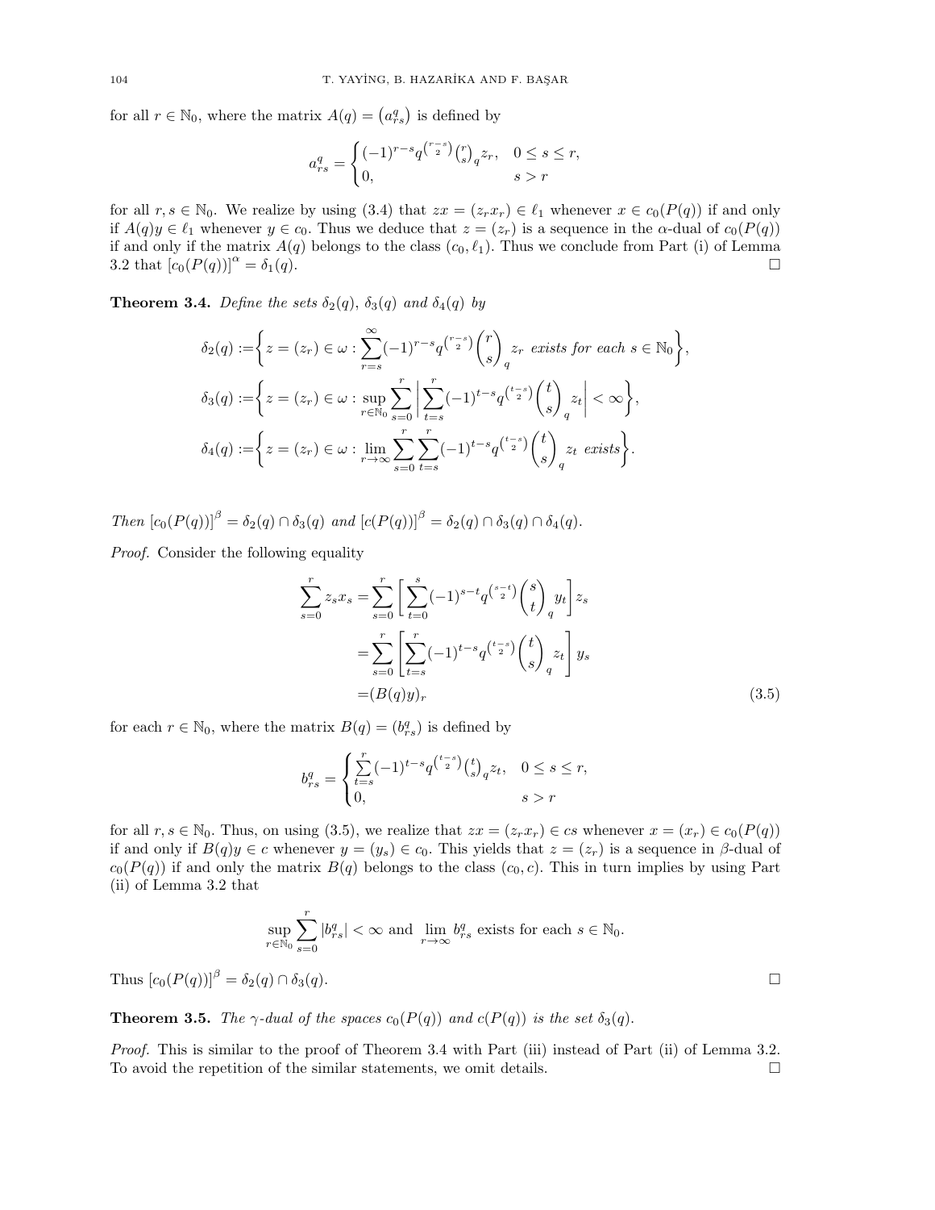for all $r \in \mathbb{N}_0$, where the matrix $A(q) = \left(a^q_{rs}\right)$ is defined by

$$a^q_{rs} = \begin{cases} (-1)^{r-s} q^{\binom{r-s}{2}} \binom{r}{s}_q z_r, & 0 \leq s \leq r, \\ 0, & s > r \end{cases}$$

for all $r, s \in \mathbb{N}_0$. We realize by using (3.4) that $zx = (z_r x_r) \in \ell_1$ whenever $x \in c_0(P(q))$ if and only if $A(q)y \in \ell_1$ whenever $y \in c_0$. Thus we deduce that $z = (z_r)$ is a sequence in the $\alpha$-dual of $c_0(P(q))$ if and only if the matrix $A(q)$ belongs to the class $(c_0, \ell_1)$. Thus we conclude from Part (i) of Lemma 3.2 that $[c_0(P(q))]^{\alpha} = \delta_1(q)$. □

**Theorem 3.4.** *Define the sets $\delta_2(q)$, $\delta_3(q)$ and $\delta_4(q)$ by*

$$\begin{aligned}
\delta_2(q) :=& \left\{ z = (z_r) \in \omega : \sum_{r=s}^{\infty} (-1)^{r-s} q^{\binom{r-s}{2}} \binom{r}{s}_q z_r \text{ exists for each } s \in \mathbb{N}_0 \right\}, \\
\delta_3(q) :=& \left\{ z = (z_r) \in \omega : \sup_{r \in \mathbb{N}_0} \sum_{s=0}^{r} \left| \sum_{t=s}^{r} (-1)^{t-s} q^{\binom{t-s}{2}} \binom{t}{s}_q z_t \right| < \infty \right\}, \\
\delta_4(q) :=& \left\{ z = (z_r) \in \omega : \lim_{r \to \infty} \sum_{s=0}^{r} \sum_{t=s}^{r} (-1)^{t-s} q^{\binom{t-s}{2}} \binom{t}{s}_q z_t \text{ exists} \right\}.
\end{aligned}$$

*Then $[c_0(P(q))]^{\beta} = \delta_2(q) \cap \delta_3(q)$ and $[c(P(q))]^{\beta} = \delta_2(q) \cap \delta_3(q) \cap \delta_4(q)$.*

*Proof.* Consider the following equality

$$\begin{aligned}
\sum_{s=0}^{r} z_s x_s =& \sum_{s=0}^{r} \left[ \sum_{t=0}^{s} (-1)^{s-t} q^{\binom{s-t}{2}} \binom{s}{t}_q y_t \right] z_s \\
=& \sum_{s=0}^{r} \left[ \sum_{t=s}^{r} (-1)^{t-s} q^{\binom{t-s}{2}} \binom{t}{s}_q z_t \right] y_s \\
=& (B(q)y)_r
\end{aligned} \tag{3.5}$$

for each $r \in \mathbb{N}_0$, where the matrix $B(q) = (b^q_{rs})$ is defined by

$$b^q_{rs} = \begin{cases} \sum\limits_{t=s}^{r} (-1)^{t-s} q^{\binom{t-s}{2}} \binom{t}{s}_q z_t, & 0 \leq s \leq r, \\ 0, & s > r \end{cases}$$

for all $r, s \in \mathbb{N}_0$. Thus, on using (3.5), we realize that $zx = (z_r x_r) \in cs$ whenever $x = (x_r) \in c_0(P(q))$ if and only if $B(q)y \in c$ whenever $y = (y_s) \in c_0$. This yields that $z = (z_r)$ is a sequence in $\beta$-dual of $c_0(P(q))$ if and only the matrix $B(q)$ belongs to the class $(c_0, c)$. This in turn implies by using Part (ii) of Lemma 3.2 that

$$\sup_{r \in \mathbb{N}_0} \sum_{s=0}^{r} |b^q_{rs}| < \infty \text{ and } \lim_{r \to \infty} b^q_{rs} \text{ exists for each } s \in \mathbb{N}_0.$$

Thus $[c_0(P(q))]^{\beta} = \delta_2(q) \cap \delta_3(q)$. □

**Theorem 3.5.** *The $\gamma$-dual of the spaces $c_0(P(q))$ and $c(P(q))$ is the set $\delta_3(q)$.*

*Proof.* This is similar to the proof of Theorem 3.4 with Part (iii) instead of Part (ii) of Lemma 3.2. To avoid the repetition of the similar statements, we omit details. □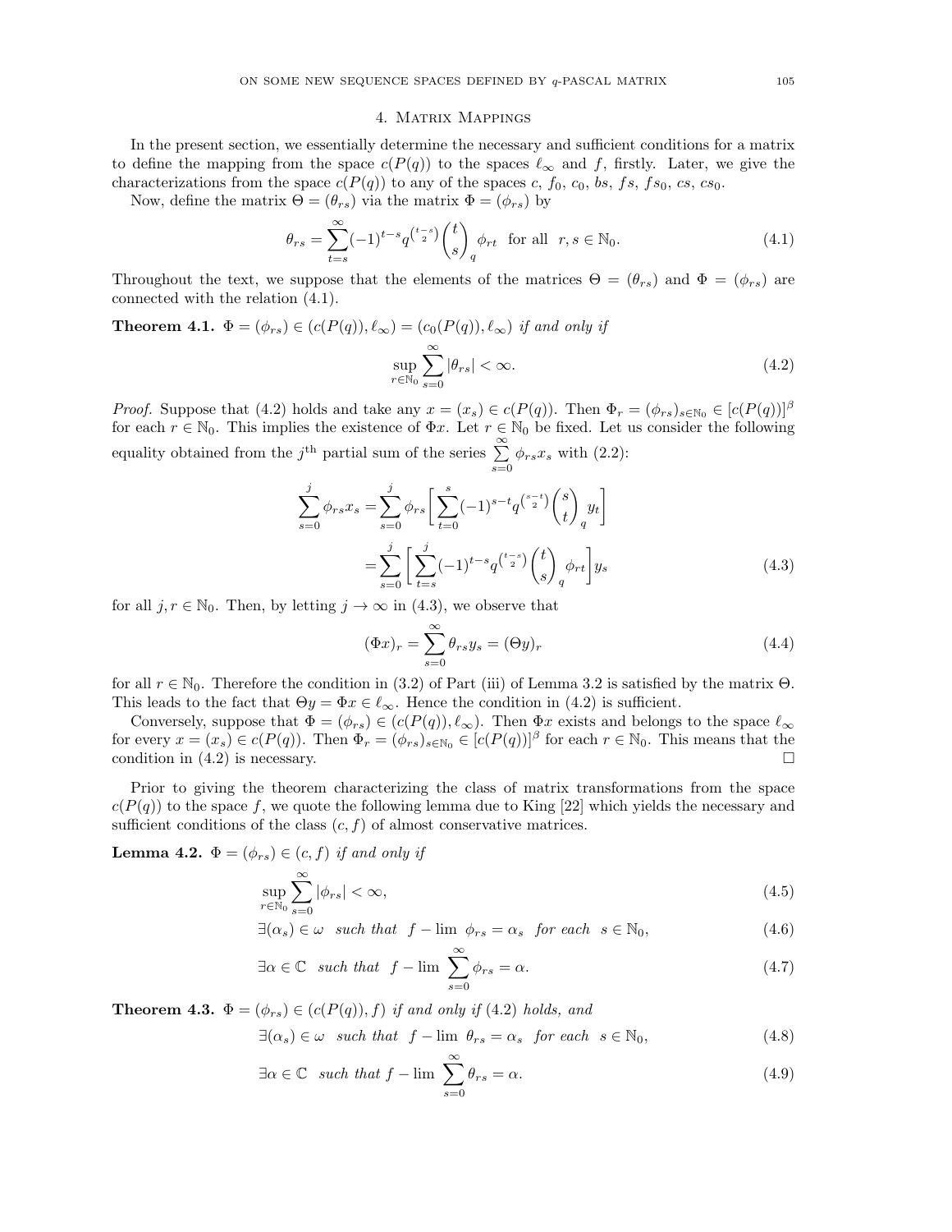## 4. Matrix Mappings

In the present section, we essentially determine the necessary and sufficient conditions for a matrix to define the mapping from the space $c(P(q))$ to the spaces $\ell_\infty$ and $f$, firstly. Later, we give the characterizations from the space $c(P(q))$ to any of the spaces $c$, $f_0$, $c_0$, $bs$, $fs$, $fs_0$, $cs$, $cs_0$.

Now, define the matrix $\Theta = (\theta_{rs})$ via the matrix $\Phi = (\phi_{rs})$ by

$$\theta_{rs} = \sum_{t=s}^{\infty} (-1)^{t-s} q^{\binom{t-s}{2}} \binom{t}{s}_q \phi_{rt} \quad \text{for all} \quad r, s \in \mathbb{N}_0. \tag{4.1}$$

Throughout the text, we suppose that the elements of the matrices $\Theta = (\theta_{rs})$ and $\Phi = (\phi_{rs})$ are connected with the relation (4.1).

**Theorem 4.1.** *$\Phi = (\phi_{rs}) \in (c(P(q)), \ell_\infty) = (c_0(P(q)), \ell_\infty)$ if and only if*

$$\sup_{r \in \mathbb{N}_0} \sum_{s=0}^{\infty} |\theta_{rs}| < \infty. \tag{4.2}$$

*Proof.* Suppose that (4.2) holds and take any $x = (x_s) \in c(P(q))$. Then $\Phi_r = (\phi_{rs})_{s \in \mathbb{N}_0} \in [c(P(q))]^\beta$ for each $r \in \mathbb{N}_0$. This implies the existence of $\Phi x$. Let $r \in \mathbb{N}_0$ be fixed. Let us consider the following equality obtained from the $j^{\text{th}}$ partial sum of the series $\sum_{s=0}^{\infty} \phi_{rs} x_s$ with (2.2):

$$\begin{aligned} \sum_{s=0}^{j} \phi_{rs} x_s &= \sum_{s=0}^{j} \phi_{rs} \left[ \sum_{t=0}^{s} (-1)^{s-t} q^{\binom{s-t}{2}} \binom{s}{t}_q y_t \right] \\ &= \sum_{s=0}^{j} \left[ \sum_{t=s}^{j} (-1)^{t-s} q^{\binom{t-s}{2}} \binom{t}{s}_q \phi_{rt} \right] y_s \end{aligned} \tag{4.3}$$

for all $j, r \in \mathbb{N}_0$. Then, by letting $j \to \infty$ in (4.3), we observe that

$$(\Phi x)_r = \sum_{s=0}^{\infty} \theta_{rs} y_s = (\Theta y)_r \tag{4.4}$$

for all $r \in \mathbb{N}_0$. Therefore the condition in (3.2) of Part (iii) of Lemma 3.2 is satisfied by the matrix $\Theta$. This leads to the fact that $\Theta y = \Phi x \in \ell_\infty$. Hence the condition in (4.2) is sufficient.

Conversely, suppose that $\Phi = (\phi_{rs}) \in (c(P(q)), \ell_\infty)$. Then $\Phi x$ exists and belongs to the space $\ell_\infty$ for every $x = (x_s) \in c(P(q))$. Then $\Phi_r = (\phi_{rs})_{s \in \mathbb{N}_0} \in [c(P(q))]^\beta$ for each $r \in \mathbb{N}_0$. This means that the condition in (4.2) is necessary. $\square$

Prior to giving the theorem characterizing the class of matrix transformations from the space $c(P(q))$ to the space $f$, we quote the following lemma due to King [22] which yields the necessary and sufficient conditions of the class $(c, f)$ of almost conservative matrices.

**Lemma 4.2.** *$\Phi = (\phi_{rs}) \in (c, f)$ if and only if*

$$\sup_{r \in \mathbb{N}_0} \sum_{s=0}^{\infty} |\phi_{rs}| < \infty, \tag{4.5}$$

$$\exists (\alpha_s) \in \omega \quad \text{such that} \quad f - \lim \ \phi_{rs} = \alpha_s \quad \text{for each} \quad s \in \mathbb{N}_0, \tag{4.6}$$

$$\exists \alpha \in \mathbb{C} \quad \text{such that} \quad f - \lim \ \sum_{s=0}^{\infty} \phi_{rs} = \alpha. \tag{4.7}$$

**Theorem 4.3.** *$\Phi = (\phi_{rs}) \in (c(P(q)), f)$ if and only if (4.2) holds, and*

$$\exists (\alpha_s) \in \omega \quad \text{such that} \quad f - \lim \ \theta_{rs} = \alpha_s \quad \text{for each} \quad s \in \mathbb{N}_0, \tag{4.8}$$

$$\exists \alpha \in \mathbb{C} \quad \text{such that} \ f - \lim \ \sum_{s=0}^{\infty} \theta_{rs} = \alpha. \tag{4.9}$$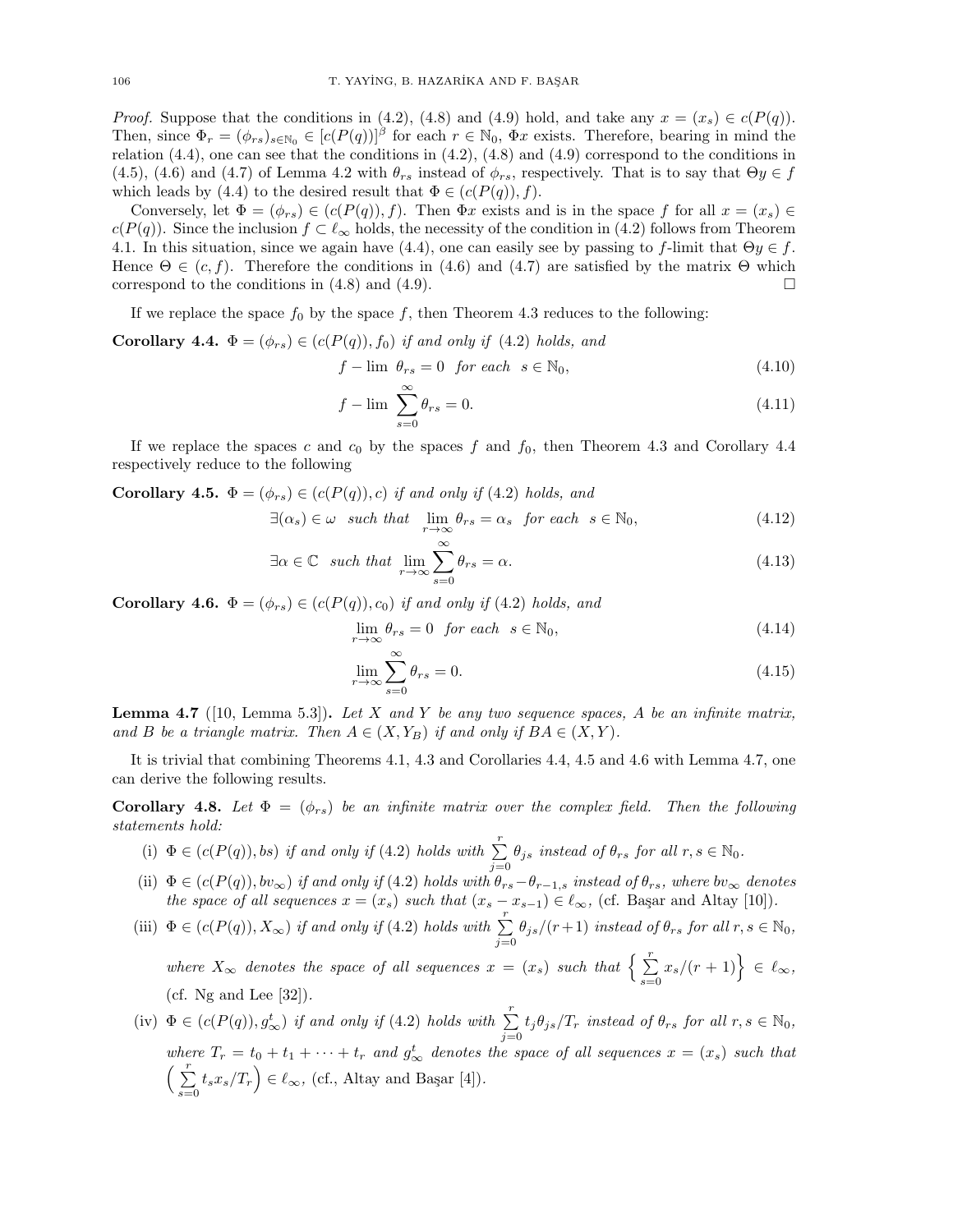*Proof.* Suppose that the conditions in (4.2), (4.8) and (4.9) hold, and take any $x = (x_s) \in c(P(q))$. Then, since $\Phi_r = (\phi_{rs})_{s\in\mathbb{N}_0} \in [c(P(q))]^\beta$ for each $r \in \mathbb{N}_0$, $\Phi x$ exists. Therefore, bearing in mind the relation (4.4), one can see that the conditions in (4.2), (4.8) and (4.9) correspond to the conditions in (4.5), (4.6) and (4.7) of Lemma 4.2 with $\theta_{rs}$ instead of $\phi_{rs}$, respectively. That is to say that $\Theta y \in f$ which leads by (4.4) to the desired result that $\Phi \in (c(P(q)), f)$.

Conversely, let $\Phi = (\phi_{rs}) \in (c(P(q)), f)$. Then $\Phi x$ exists and is in the space $f$ for all $x = (x_s) \in c(P(q))$. Since the inclusion $f \subset \ell_\infty$ holds, the necessity of the condition in (4.2) follows from Theorem 4.1. In this situation, since we again have (4.4), one can easily see by passing to $f$-limit that $\Theta y \in f$. Hence $\Theta \in (c, f)$. Therefore the conditions in (4.6) and (4.7) are satisfied by the matrix $\Theta$ which correspond to the conditions in (4.8) and (4.9). $\square$

If we replace the space $f_0$ by the space $f$, then Theorem 4.3 reduces to the following:

**Corollary 4.4.** *$\Phi = (\phi_{rs}) \in (c(P(q)), f_0)$ if and only if (4.2) holds, and*

$$f - \lim\ \theta_{rs} = 0 \quad \text{for each} \quad s \in \mathbb{N}_0, \tag{4.10}$$

$$f - \lim\ \sum_{s=0}^{\infty} \theta_{rs} = 0. \tag{4.11}$$

If we replace the spaces $c$ and $c_0$ by the spaces $f$ and $f_0$, then Theorem 4.3 and Corollary 4.4 respectively reduce to the following

**Corollary 4.5.** *$\Phi = (\phi_{rs}) \in (c(P(q)), c)$ if and only if (4.2) holds, and*

$$\exists (\alpha_s) \in \omega \quad \text{such that} \quad \lim_{r\to\infty} \theta_{rs} = \alpha_s \quad \text{for each} \quad s \in \mathbb{N}_0, \tag{4.12}$$

$$\exists \alpha \in \mathbb{C} \quad \text{such that} \quad \lim_{r\to\infty} \sum_{s=0}^{\infty} \theta_{rs} = \alpha. \tag{4.13}$$

**Corollary 4.6.** *$\Phi = (\phi_{rs}) \in (c(P(q)), c_0)$ if and only if (4.2) holds, and*

$$\lim_{r\to\infty} \theta_{rs} = 0 \quad \text{for each} \quad s \in \mathbb{N}_0, \tag{4.14}$$

$$\lim_{r\to\infty} \sum_{s=0}^{\infty} \theta_{rs} = 0. \tag{4.15}$$

**Lemma 4.7** ([10, Lemma 5.3]). *Let $X$ and $Y$ be any two sequence spaces, $A$ be an infinite matrix, and $B$ be a triangle matrix. Then $A \in (X, Y_B)$ if and only if $BA \in (X, Y)$.*

It is trivial that combining Theorems 4.1, 4.3 and Corollaries 4.4, 4.5 and 4.6 with Lemma 4.7, one can derive the following results.

**Corollary 4.8.** *Let $\Phi = (\phi_{rs})$ be an infinite matrix over the complex field. Then the following statements hold:*

(i) *$\Phi \in (c(P(q)), bs)$ if and only if (4.2) holds with $\sum_{j=0}^{r} \theta_{js}$ instead of $\theta_{rs}$ for all $r, s \in \mathbb{N}_0$.*

(ii) *$\Phi \in (c(P(q)), bv_\infty)$ if and only if (4.2) holds with $\theta_{rs} - \theta_{r-1,s}$ instead of $\theta_{rs}$, where $bv_\infty$ denotes the space of all sequences $x = (x_s)$ such that $(x_s - x_{s-1}) \in \ell_\infty$, (cf. Başar and Altay [10]).*

(iii) *$\Phi \in (c(P(q)), X_\infty)$ if and only if (4.2) holds with $\sum_{j=0}^{r} \theta_{js}/(r+1)$ instead of $\theta_{rs}$ for all $r, s \in \mathbb{N}_0$, where $X_\infty$ denotes the space of all sequences $x = (x_s)$ such that $\left\{ \sum_{s=0}^{r} x_s/(r+1) \right\} \in \ell_\infty$, (cf. Ng and Lee [32]).*

(iv) *$\Phi \in (c(P(q)), g_\infty^t)$ if and only if (4.2) holds with $\sum_{j=0}^{r} t_j\theta_{js}/T_r$ instead of $\theta_{rs}$ for all $r, s \in \mathbb{N}_0$, where $T_r = t_0 + t_1 + \cdots + t_r$ and $g_\infty^t$ denotes the space of all sequences $x = (x_s)$ such that $\left( \sum_{s=0}^{r} t_s x_s/T_r \right) \in \ell_\infty$, (cf., Altay and Başar [4]).*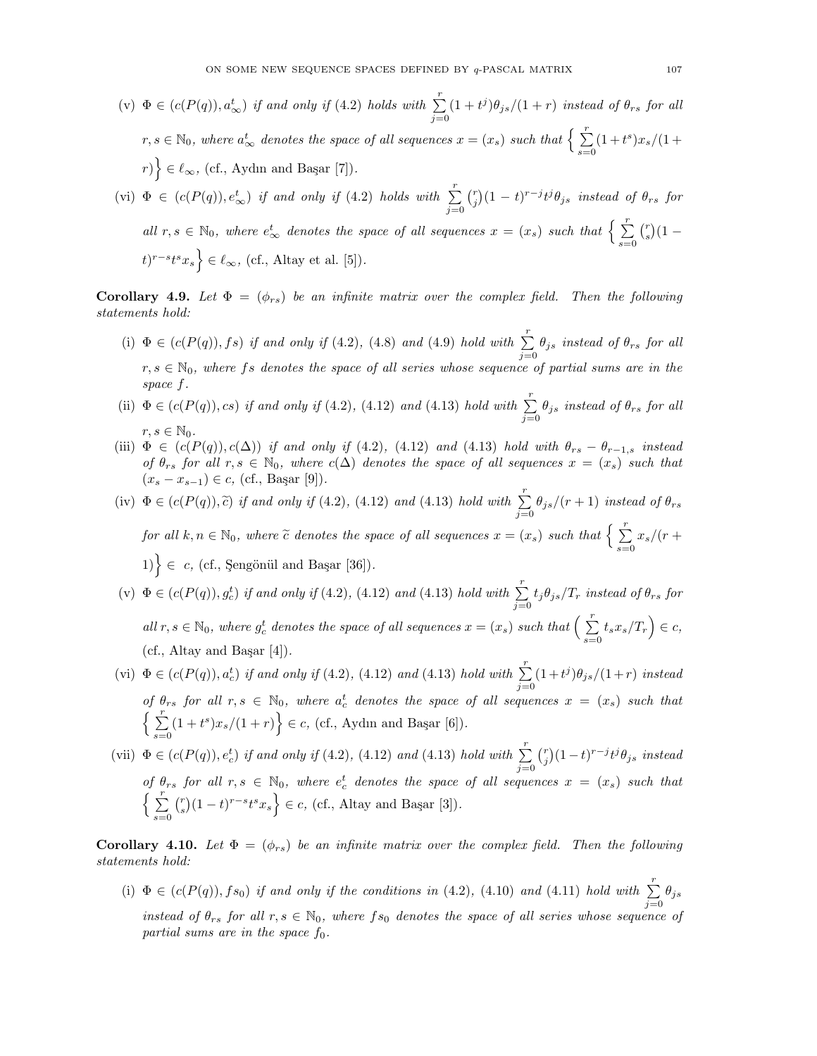(v) $\Phi \in (c(P(q)), a^t_\infty)$ *if and only if* (4.2) *holds with* $\sum_{j=0}^{r}(1+t^j)\theta_{js}/(1+r)$ *instead of* $\theta_{rs}$ *for all* $r, s \in \mathbb{N}_0$*, where* $a^t_\infty$ *denotes the space of all sequences* $x = (x_s)$ *such that* $\Big\{ \sum_{s=0}^{r}(1+t^s)x_s/(1+r)\Big\} \in \ell_\infty$*,* (cf., Aydın and Başar [7]).

(vi) $\Phi \in (c(P(q)), e^t_\infty)$ *if and only if* (4.2) *holds with* $\sum_{j=0}^{r}\binom{r}{j}(1-t)^{r-j}t^j\theta_{js}$ *instead of* $\theta_{rs}$ *for all* $r, s \in \mathbb{N}_0$*, where* $e^t_\infty$ *denotes the space of all sequences* $x = (x_s)$ *such that* $\Big\{ \sum_{s=0}^{r}\binom{r}{s}(1-t)^{r-s}t^s x_s\Big\} \in \ell_\infty$*,* (cf., Altay et al. [5]).

**Corollary 4.9.** *Let* $\Phi = (\phi_{rs})$ *be an infinite matrix over the complex field. Then the following statements hold:*

(i) $\Phi \in (c(P(q)), fs)$ *if and only if* (4.2)*,* (4.8) *and* (4.9) *hold with* $\sum_{j=0}^{r}\theta_{js}$ *instead of* $\theta_{rs}$ *for all* $r, s \in \mathbb{N}_0$*, where* $fs$ *denotes the space of all series whose sequence of partial sums are in the space* $f$*.*

(ii) $\Phi \in (c(P(q)), cs)$ *if and only if* (4.2)*,* (4.12) *and* (4.13) *hold with* $\sum_{j=0}^{r}\theta_{js}$ *instead of* $\theta_{rs}$ *for all* $r, s \in \mathbb{N}_0$*.*

(iii) $\Phi \in (c(P(q)), c(\Delta))$ *if and only if* (4.2)*,* (4.12) *and* (4.13) *hold with* $\theta_{rs} - \theta_{r-1,s}$ *instead of* $\theta_{rs}$ *for all* $r, s \in \mathbb{N}_0$*, where* $c(\Delta)$ *denotes the space of all sequences* $x = (x_s)$ *such that* $(x_s - x_{s-1}) \in c$*,* (cf., Başar [9]).

(iv) $\Phi \in (c(P(q)), \widetilde{c})$ *if and only if* (4.2)*,* (4.12) *and* (4.13) *hold with* $\sum_{j=0}^{r}\theta_{js}/(r+1)$ *instead of* $\theta_{rs}$ *for all* $k, n \in \mathbb{N}_0$*, where* $\widetilde{c}$ *denotes the space of all sequences* $x = (x_s)$ *such that* $\Big\{ \sum_{s=0}^{r} x_s/(r+1)\Big\} \in\ c$*,* (cf., Şengönül and Başar [36]).

(v) $\Phi \in (c(P(q)), g^t_c)$ *if and only if* (4.2)*,* (4.12) *and* (4.13) *hold with* $\sum_{j=0}^{r} t_j\theta_{js}/T_r$ *instead of* $\theta_{rs}$ *for all* $r, s \in \mathbb{N}_0$*, where* $g^t_c$ *denotes the space of all sequences* $x = (x_s)$ *such that* $\Big( \sum_{s=0}^{r} t_s x_s/T_r\Big) \in c$*,* (cf., Altay and Başar [4]).

(vi) $\Phi \in (c(P(q)), a^t_c)$ *if and only if* (4.2)*,* (4.12) *and* (4.13) *hold with* $\sum_{j=0}^{r}(1+t^j)\theta_{js}/(1+r)$ *instead of* $\theta_{rs}$ *for all* $r, s \in \mathbb{N}_0$*, where* $a^t_c$ *denotes the space of all sequences* $x = (x_s)$ *such that* $\Big\{ \sum_{s=0}^{r}(1+t^s)x_s/(1+r)\Big\} \in c$*,* (cf., Aydın and Başar [6]).

(vii) $\Phi \in (c(P(q)), e^t_c)$ *if and only if* (4.2)*,* (4.12) *and* (4.13) *hold with* $\sum_{j=0}^{r}\binom{r}{j}(1-t)^{r-j}t^j\theta_{js}$ *instead of* $\theta_{rs}$ *for all* $r, s \in \mathbb{N}_0$*, where* $e^t_c$ *denotes the space of all sequences* $x = (x_s)$ *such that* $\Big\{ \sum_{s=0}^{r}\binom{r}{s}(1-t)^{r-s}t^s x_s\Big\} \in c$*,* (cf., Altay and Başar [3]).

**Corollary 4.10.** *Let* $\Phi = (\phi_{rs})$ *be an infinite matrix over the complex field. Then the following statements hold:*

(i) $\Phi \in (c(P(q)), fs_0)$ *if and only if the conditions in* (4.2)*,* (4.10) *and* (4.11) *hold with* $\sum_{j=0}^{r}\theta_{js}$ *instead of* $\theta_{rs}$ *for all* $r, s \in \mathbb{N}_0$*, where* $fs_0$ *denotes the space of all series whose sequence of partial sums are in the space* $f_0$*.*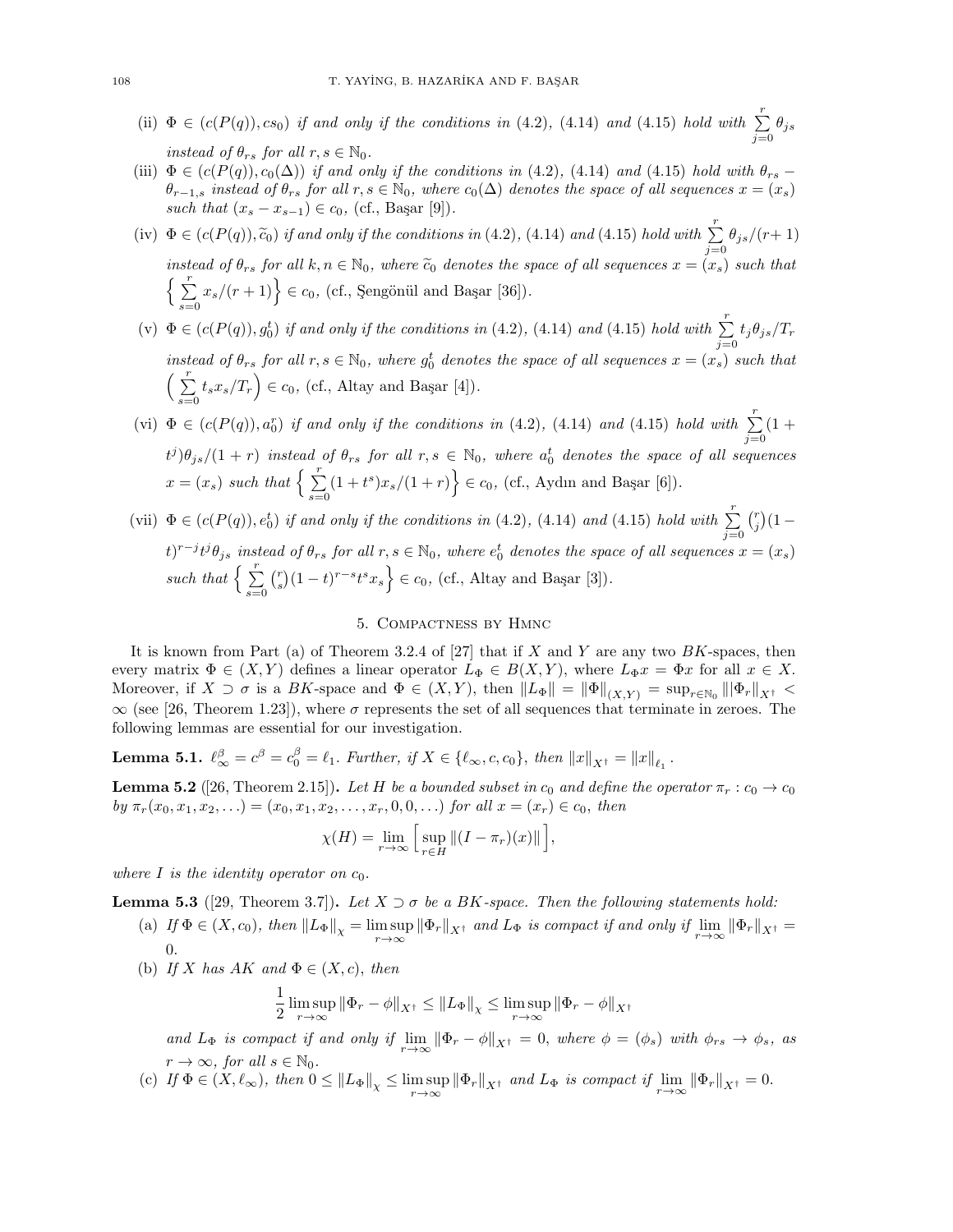(ii) $\Phi \in (c(P(q)), cs_0)$ *if and only if the conditions in* (4.2), (4.14) *and* (4.15) *hold with* $\sum_{j=0}^{r} \theta_{js}$ *instead of* $\theta_{rs}$ *for all* $r, s \in \mathbb{N}_0$.

(iii) $\Phi \in (c(P(q)), c_0(\Delta))$ *if and only if the conditions in* (4.2), (4.14) *and* (4.15) *hold with* $\theta_{rs} - \theta_{r-1,s}$ *instead of* $\theta_{rs}$ *for all* $r, s \in \mathbb{N}_0$, *where* $c_0(\Delta)$ *denotes the space of all sequences* $x = (x_s)$ *such that* $(x_s - x_{s-1}) \in c_0$, (cf., Başar [9]).

(iv) $\Phi \in (c(P(q)), \widetilde{c}_0)$ *if and only if the conditions in* (4.2), (4.14) *and* (4.15) *hold with* $\sum_{j=0}^{r} \theta_{js}/(r+1)$ *instead of* $\theta_{rs}$ *for all* $k, n \in \mathbb{N}_0$, *where* $\widetilde{c}_0$ *denotes the space of all sequences* $x = (x_s)$ *such that* $\left\{ \sum_{s=0}^{r} x_s/(r+1) \right\} \in c_0$, (cf., Şengönül and Başar [36]).

(v) $\Phi \in (c(P(q)), g_0^t)$ *if and only if the conditions in* (4.2), (4.14) *and* (4.15) *hold with* $\sum_{j=0}^{r} t_j \theta_{js}/T_r$ *instead of* $\theta_{rs}$ *for all* $r, s \in \mathbb{N}_0$, *where* $g_0^t$ *denotes the space of all sequences* $x = (x_s)$ *such that* $\left( \sum_{s=0}^{r} t_s x_s/T_r \right) \in c_0$, (cf., Altay and Başar [4]).

(vi) $\Phi \in (c(P(q)), a_0^r)$ *if and only if the conditions in* (4.2), (4.14) *and* (4.15) *hold with* $\sum_{j=0}^{r} (1 + t^j)\theta_{js}/(1+r)$ *instead of* $\theta_{rs}$ *for all* $r, s \in \mathbb{N}_0$, *where* $a_0^t$ *denotes the space of all sequences* $x = (x_s)$ *such that* $\left\{ \sum_{s=0}^{r} (1 + t^s) x_s/(1+r) \right\} \in c_0$, (cf., Aydın and Başar [6]).

(vii) $\Phi \in (c(P(q)), e_0^t)$ *if and only if the conditions in* (4.2), (4.14) *and* (4.15) *hold with* $\sum_{j=0}^{r} \binom{r}{j}(1-t)^{r-j} t^j \theta_{js}$ *instead of* $\theta_{rs}$ *for all* $r, s \in \mathbb{N}_0$, *where* $e_0^t$ *denotes the space of all sequences* $x = (x_s)$ *such that* $\left\{ \sum_{s=0}^{r} \binom{r}{s}(1-t)^{r-s} t^s x_s \right\} \in c_0$, (cf., Altay and Başar [3]).

## 5. Compactness by Hmnc

It is known from Part (a) of Theorem 3.2.4 of [27] that if $X$ and $Y$ are any two $BK$-spaces, then every matrix $\Phi \in (X, Y)$ defines a linear operator $L_\Phi \in B(X, Y)$, where $L_\Phi x = \Phi x$ for all $x \in X$. Moreover, if $X \supset \sigma$ is a $BK$-space and $\Phi \in (X, Y)$, then $\|L_\Phi\| = \|\Phi\|_{(X,Y)} = \sup_{r \in \mathbb{N}_0} \|\Phi_r\|_{X^\dagger} < \infty$ (see [26, Theorem 1.23]), where $\sigma$ represents the set of all sequences that terminate in zeroes. The following lemmas are essential for our investigation.

**Lemma 5.1.** $\ell_\infty^\beta = c^\beta = c_0^\beta = \ell_1$. *Further, if* $X \in \{\ell_\infty, c, c_0\}$, *then* $\|x\|_{X^\dagger} = \|x\|_{\ell_1}$.

**Lemma 5.2** ([26, Theorem 2.15])**.** *Let* $H$ *be a bounded subset in* $c_0$ *and define the operator* $\pi_r : c_0 \to c_0$ *by* $\pi_r(x_0, x_1, x_2, \ldots) = (x_0, x_1, x_2, \ldots, x_r, 0, 0, \ldots)$ *for all* $x = (x_r) \in c_0$, *then*

$$\chi(H) = \lim_{r \to \infty} \Big[ \sup_{r \in H} \|(I - \pi_r)(x)\| \Big],$$

*where* $I$ *is the identity operator on* $c_0$.

**Lemma 5.3** ([29, Theorem 3.7])**.** *Let* $X \supset \sigma$ *be a* $BK$*-space. Then the following statements hold:*

(a) *If* $\Phi \in (X, c_0)$, *then* $\|L_\Phi\|_\chi = \limsup_{r \to \infty} \|\Phi_r\|_{X^\dagger}$ *and* $L_\Phi$ *is compact if and only if* $\lim_{r \to \infty} \|\Phi_r\|_{X^\dagger} = 0$.

(b) *If* $X$ *has* $AK$ *and* $\Phi \in (X, c)$, *then*

$$\frac{1}{2} \limsup_{r \to \infty} \|\Phi_r - \phi\|_{X^\dagger} \leq \|L_\Phi\|_\chi \leq \limsup_{r \to \infty} \|\Phi_r - \phi\|_{X^\dagger}$$

*and* $L_\Phi$ *is compact if and only if* $\lim_{r \to \infty} \|\Phi_r - \phi\|_{X^\dagger} = 0$, *where* $\phi = (\phi_s)$ *with* $\phi_{rs} \to \phi_s$, *as* $r \to \infty$, *for all* $s \in \mathbb{N}_0$.

(c) *If* $\Phi \in (X, \ell_\infty)$, *then* $0 \leq \|L_\Phi\|_\chi \leq \limsup_{r \to \infty} \|\Phi_r\|_{X^\dagger}$ *and* $L_\Phi$ *is compact if* $\lim_{r \to \infty} \|\Phi_r\|_{X^\dagger} = 0$.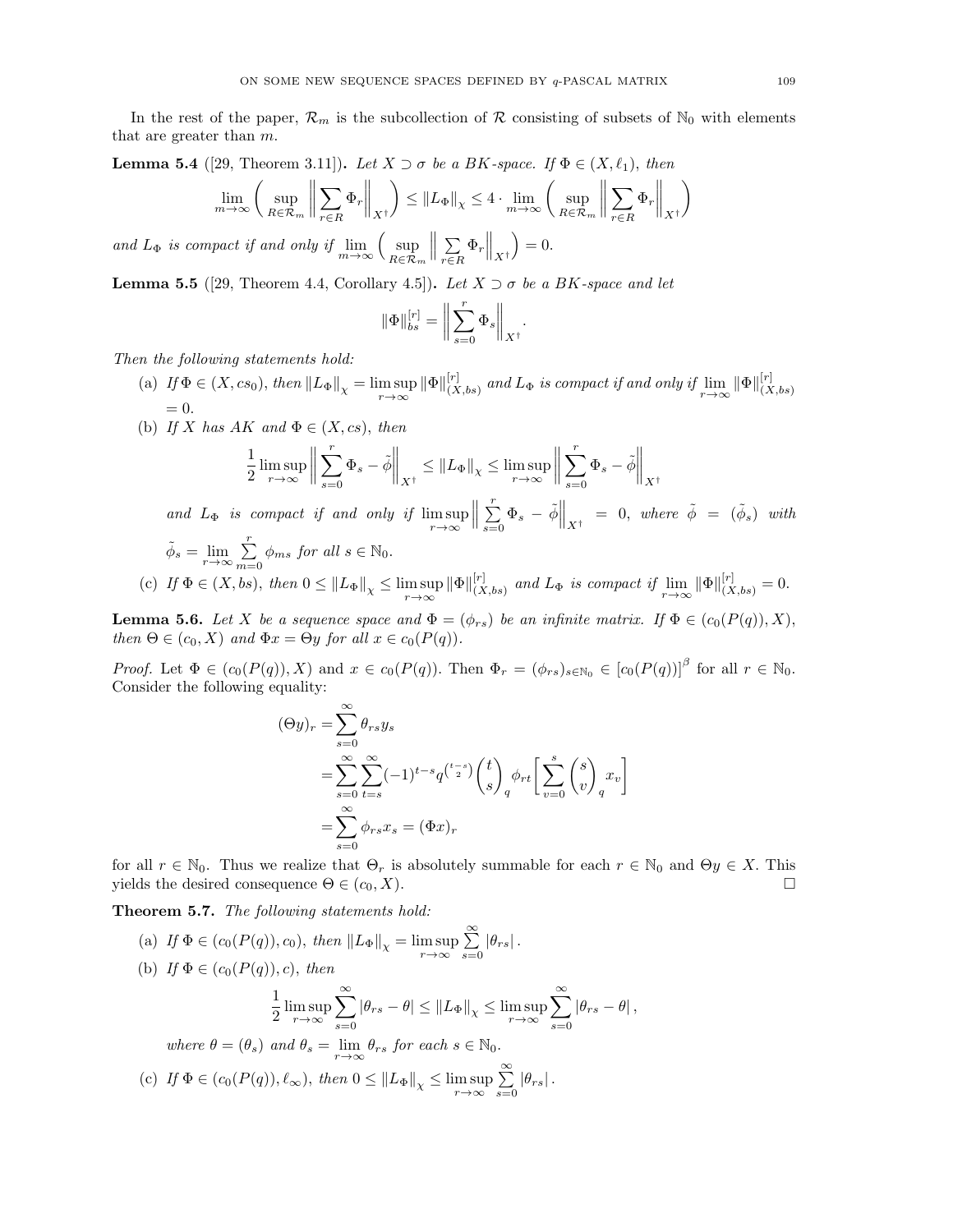In the rest of the paper, $\mathcal{R}_m$ is the subcollection of $\mathcal{R}$ consisting of subsets of $\mathbb{N}_0$ with elements that are greater than $m$.

**Lemma 5.4** ([29, Theorem 3.11]). *Let $X \supset \sigma$ be a BK-space. If $\Phi \in (X, \ell_1)$, then*

$$\lim_{m\to\infty}\left(\sup_{R\in\mathcal{R}_m}\left\|\sum_{r\in R}\Phi_r\right\|_{X^\dagger}\right) \leq \|L_\Phi\|_\chi \leq 4\cdot\lim_{m\to\infty}\left(\sup_{R\in\mathcal{R}_m}\left\|\sum_{r\in R}\Phi_r\right\|_{X^\dagger}\right)$$

*and $L_\Phi$ is compact if and only if $\lim\limits_{m\to\infty}\left(\sup\limits_{R\in\mathcal{R}_m}\left\|\sum\limits_{r\in R}\Phi_r\right\|_{X^\dagger}\right) = 0$.*

**Lemma 5.5** ([29, Theorem 4.4, Corollary 4.5]). *Let $X \supset \sigma$ be a BK-space and let*

$$\|\Phi\|_{bs}^{[r]} = \left\|\sum_{s=0}^{r}\Phi_s\right\|_{X^\dagger}.$$

*Then the following statements hold:*

(a) *If $\Phi \in (X, cs_0)$, then $\|L_\Phi\|_\chi = \limsup\limits_{r\to\infty}\|\Phi\|_{(X,bs)}^{[r]}$ and $L_\Phi$ is compact if and only if $\lim\limits_{r\to\infty}\|\Phi\|_{(X,bs)}^{[r]} = 0$.*

(b) *If $X$ has AK and $\Phi \in (X, cs)$, then*

$$\frac{1}{2}\limsup_{r\to\infty}\left\|\sum_{s=0}^{r}\Phi_s - \tilde{\phi}\right\|_{X^\dagger} \leq \|L_\Phi\|_\chi \leq \limsup_{r\to\infty}\left\|\sum_{s=0}^{r}\Phi_s - \tilde{\phi}\right\|_{X^\dagger}$$

*and $L_\Phi$ is compact if and only if $\limsup\limits_{r\to\infty}\left\|\sum\limits_{s=0}^{r}\Phi_s - \tilde{\phi}\right\|_{X^\dagger} = 0$, where $\tilde{\phi} = (\tilde{\phi}_s)$ with $\tilde{\phi}_s = \lim\limits_{r\to\infty}\sum\limits_{m=0}^{r}\phi_{ms}$ for all $s \in \mathbb{N}_0$.*

(c) *If $\Phi \in (X, bs)$, then $0 \leq \|L_\Phi\|_\chi \leq \limsup\limits_{r\to\infty}\|\Phi\|_{(X,bs)}^{[r]}$ and $L_\Phi$ is compact if $\lim\limits_{r\to\infty}\|\Phi\|_{(X,bs)}^{[r]} = 0$.*

**Lemma 5.6.** *Let $X$ be a sequence space and $\Phi = (\phi_{rs})$ be an infinite matrix. If $\Phi \in (c_0(P(q)), X)$, then $\Theta \in (c_0, X)$ and $\Phi x = \Theta y$ for all $x \in c_0(P(q))$.*

*Proof.* Let $\Phi \in (c_0(P(q)), X)$ and $x \in c_0(P(q))$. Then $\Phi_r = (\phi_{rs})_{s\in\mathbb{N}_0} \in [c_0(P(q))]^\beta$ for all $r \in \mathbb{N}_0$. Consider the following equality:

$$\begin{aligned}
(\Theta y)_r &= \sum_{s=0}^{\infty}\theta_{rs}y_s \\
&= \sum_{s=0}^{\infty}\sum_{t=s}^{\infty}(-1)^{t-s}q^{\binom{t-s}{2}}\binom{t}{s}_q\phi_{rt}\left[\sum_{v=0}^{s}\binom{s}{v}_q x_v\right] \\
&= \sum_{s=0}^{\infty}\phi_{rs}x_s = (\Phi x)_r
\end{aligned}$$

for all $r \in \mathbb{N}_0$. Thus we realize that $\Theta_r$ is absolutely summable for each $r \in \mathbb{N}_0$ and $\Theta y \in X$. This yields the desired consequence $\Theta \in (c_0, X)$. $\square$

**Theorem 5.7.** *The following statements hold:*

(a) *If $\Phi \in (c_0(P(q)), c_0)$, then $\|L_\Phi\|_\chi = \limsup\limits_{r\to\infty}\sum\limits_{s=0}^{\infty}|\theta_{rs}|$.*

(b) *If $\Phi \in (c_0(P(q)), c)$, then*

$$\frac{1}{2}\limsup_{r\to\infty}\sum_{s=0}^{\infty}|\theta_{rs} - \theta| \leq \|L_\Phi\|_\chi \leq \limsup_{r\to\infty}\sum_{s=0}^{\infty}|\theta_{rs} - \theta|,$$

*where $\theta = (\theta_s)$ and $\theta_s = \lim\limits_{r\to\infty}\theta_{rs}$ for each $s \in \mathbb{N}_0$.*

(c) *If $\Phi \in (c_0(P(q)), \ell_\infty)$, then $0 \leq \|L_\Phi\|_\chi \leq \limsup\limits_{r\to\infty}\sum\limits_{s=0}^{\infty}|\theta_{rs}|$.*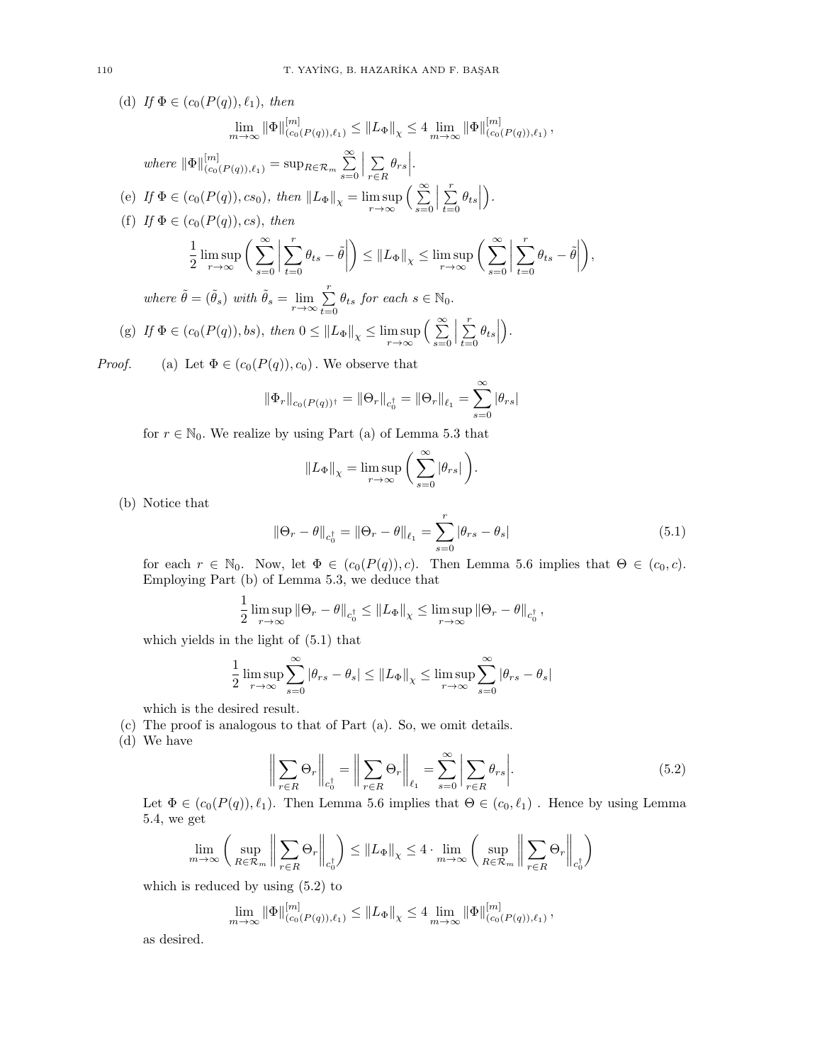(d) *If* $\Phi \in (c_0(P(q)), \ell_1)$, *then*

$$\lim_{m\to\infty} \|\Phi\|^{[m]}_{(c_0(P(q)),\ell_1)} \le \|L_\Phi\|_\chi \le 4 \lim_{m\to\infty} \|\Phi\|^{[m]}_{(c_0(P(q)),\ell_1)},$$

*where* $\|\Phi\|^{[m]}_{(c_0(P(q)),\ell_1)} = \sup_{R\in\mathcal{R}_m} \sum_{s=0}^{\infty} \Big| \sum_{r\in R} \theta_{rs} \Big|$.

(e) *If* $\Phi \in (c_0(P(q)), cs_0)$, *then* $\|L_\Phi\|_\chi = \limsup_{r\to\infty} \Big( \sum_{s=0}^{\infty} \Big| \sum_{t=0}^{r} \theta_{ts} \Big| \Big)$.

(f) *If* $\Phi \in (c_0(P(q)), cs)$, *then*

$$\frac{1}{2} \limsup_{r\to\infty} \left( \sum_{s=0}^{\infty} \left| \sum_{t=0}^{r} \theta_{ts} - \tilde{\theta} \right| \right) \le \|L_\Phi\|_\chi \le \limsup_{r\to\infty} \left( \sum_{s=0}^{\infty} \left| \sum_{t=0}^{r} \theta_{ts} - \tilde{\theta} \right| \right),$$

*where* $\tilde{\theta} = (\tilde{\theta}_s)$ *with* $\tilde{\theta}_s = \lim_{r\to\infty} \sum_{t=0}^{r} \theta_{ts}$ *for each* $s \in \mathbb{N}_0$.

(g) *If* $\Phi \in (c_0(P(q)), bs)$, *then* $0 \le \|L_\Phi\|_\chi \le \limsup_{r\to\infty} \Big( \sum_{s=0}^{\infty} \Big| \sum_{t=0}^{r} \theta_{ts} \Big| \Big)$.

*Proof.* (a) Let $\Phi \in (c_0(P(q)), c_0)$. We observe that

$$\|\Phi_r\|_{c_0(P(q))^\dagger} = \|\Theta_r\|_{c_0^\dagger} = \|\Theta_r\|_{\ell_1} = \sum_{s=0}^{\infty} |\theta_{rs}|$$

for $r \in \mathbb{N}_0$. We realize by using Part (a) of Lemma 5.3 that

$$\|L_\Phi\|_\chi = \limsup_{r\to\infty} \left( \sum_{s=0}^{\infty} |\theta_{rs}| \right).$$

(b) Notice that

$$\|\Theta_r - \theta\|_{c_0^\dagger} = \|\Theta_r - \theta\|_{\ell_1} = \sum_{s=0}^{r} |\theta_{rs} - \theta_s| \tag{5.1}$$

for each $r \in \mathbb{N}_0$. Now, let $\Phi \in (c_0(P(q)), c)$. Then Lemma 5.6 implies that $\Theta \in (c_0, c)$. Employing Part (b) of Lemma 5.3, we deduce that

$$\frac{1}{2} \limsup_{r\to\infty} \|\Theta_r - \theta\|_{c_0^\dagger} \le \|L_\Phi\|_\chi \le \limsup_{r\to\infty} \|\Theta_r - \theta\|_{c_0^\dagger},$$

which yields in the light of (5.1) that

$$\frac{1}{2} \limsup_{r\to\infty} \sum_{s=0}^{\infty} |\theta_{rs} - \theta_s| \le \|L_\Phi\|_\chi \le \limsup_{r\to\infty} \sum_{s=0}^{\infty} |\theta_{rs} - \theta_s|$$

which is the desired result.

(c) The proof is analogous to that of Part (a). So, we omit details.

(d) We have

$$\left\| \sum_{r\in R} \Theta_r \right\|_{c_0^\dagger} = \left\| \sum_{r\in R} \Theta_r \right\|_{\ell_1} = \sum_{s=0}^{\infty} \left| \sum_{r\in R} \theta_{rs} \right|. \tag{5.2}$$

Let $\Phi \in (c_0(P(q)), \ell_1)$. Then Lemma 5.6 implies that $\Theta \in (c_0, \ell_1)$. Hence by using Lemma 5.4, we get

$$\lim_{m\to\infty} \left( \sup_{R\in\mathcal{R}_m} \left\| \sum_{r\in R} \Theta_r \right\|_{c_0^\dagger} \right) \le \|L_\Phi\|_\chi \le 4 \cdot \lim_{m\to\infty} \left( \sup_{R\in\mathcal{R}_m} \left\| \sum_{r\in R} \Theta_r \right\|_{c_0^\dagger} \right)$$

which is reduced by using (5.2) to

$$\lim_{m\to\infty} \|\Phi\|^{[m]}_{(c_0(P(q)),\ell_1)} \le \|L_\Phi\|_\chi \le 4 \lim_{m\to\infty} \|\Phi\|^{[m]}_{(c_0(P(q)),\ell_1)},$$

as desired.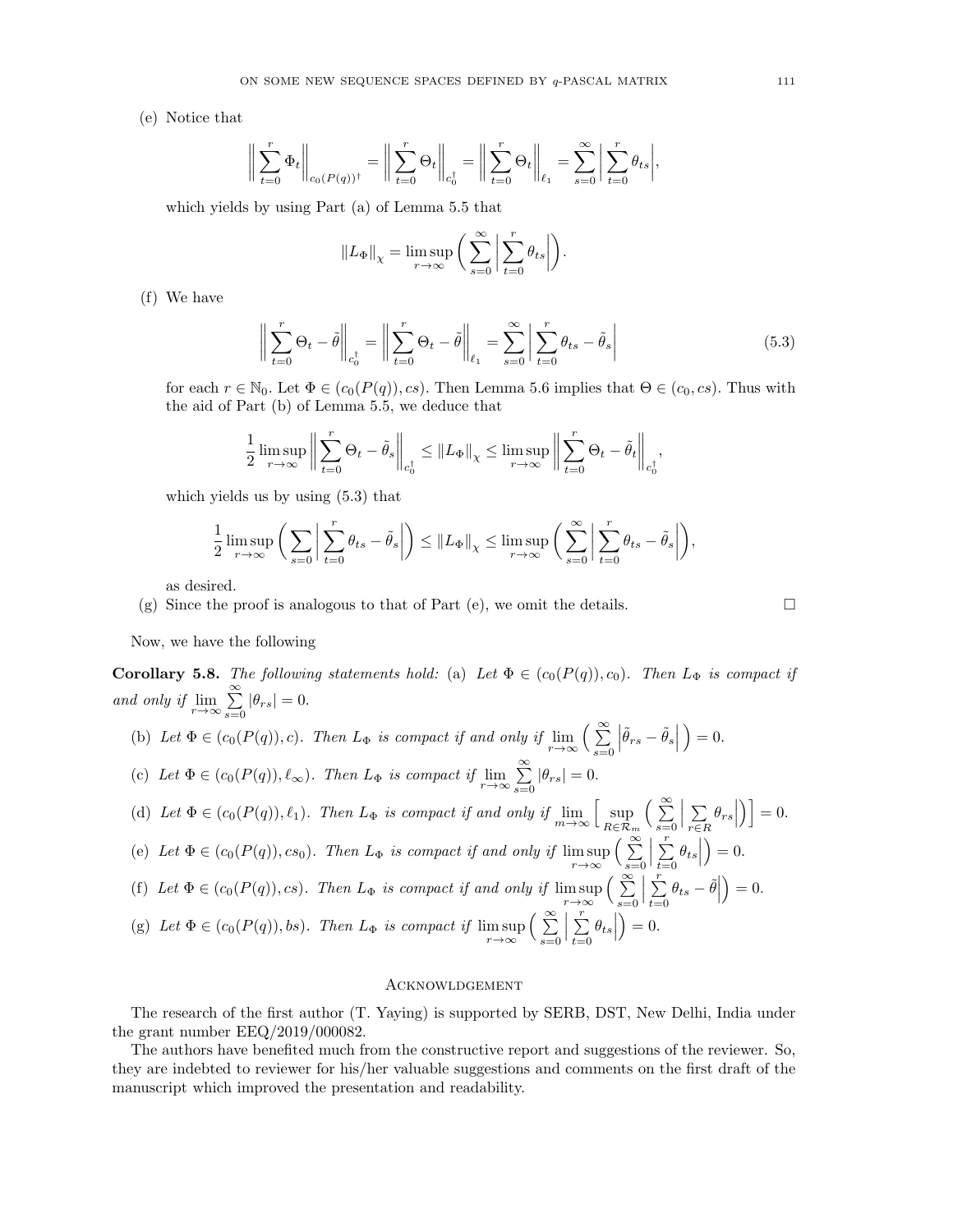(e) Notice that

$$\left\|\sum_{t=0}^{r}\Phi_t\right\|_{c_0(P(q))^\dagger}=\left\|\sum_{t=0}^{r}\Theta_t\right\|_{c_0^\dagger}=\left\|\sum_{t=0}^{r}\Theta_t\right\|_{\ell_1}=\sum_{s=0}^{\infty}\left|\sum_{t=0}^{r}\theta_{ts}\right|,$$

which yields by using Part (a) of Lemma 5.5 that

$$\|L_\Phi\|_\chi=\limsup_{r\to\infty}\left(\sum_{s=0}^{\infty}\left|\sum_{t=0}^{r}\theta_{ts}\right|\right).$$

(f) We have

$$\left\|\sum_{t=0}^{r}\Theta_t-\tilde{\theta}\right\|_{c_0^\dagger}=\left\|\sum_{t=0}^{r}\Theta_t-\tilde{\theta}\right\|_{\ell_1}=\sum_{s=0}^{\infty}\left|\sum_{t=0}^{r}\theta_{ts}-\tilde{\theta}_s\right| \tag{5.3}$$

for each $r\in\mathbb{N}_0$. Let $\Phi\in(c_0(P(q)),cs)$. Then Lemma 5.6 implies that $\Theta\in(c_0,cs)$. Thus with the aid of Part (b) of Lemma 5.5, we deduce that

$$\frac{1}{2}\limsup_{r\to\infty}\left\|\sum_{t=0}^{r}\Theta_t-\tilde{\theta}_s\right\|_{c_0^\dagger}\leq\|L_\Phi\|_\chi\leq\limsup_{r\to\infty}\left\|\sum_{t=0}^{r}\Theta_t-\tilde{\theta}_t\right\|_{c_0^\dagger},$$

which yields us by using (5.3) that

$$\frac{1}{2}\limsup_{r\to\infty}\left(\sum_{s=0}\left|\sum_{t=0}^{r}\theta_{ts}-\tilde{\theta}_s\right|\right)\leq\|L_\Phi\|_\chi\leq\limsup_{r\to\infty}\left(\sum_{s=0}^{\infty}\left|\sum_{t=0}^{r}\theta_{ts}-\tilde{\theta}_s\right|\right),$$

as desired.

(g) Since the proof is analogous to that of Part (e), we omit the details. □

Now, we have the following

**Corollary 5.8.** *The following statements hold:* (a) *Let $\Phi\in(c_0(P(q)),c_0)$. Then $L_\Phi$ is compact if and only if $\lim_{r\to\infty}\sum_{s=0}^{\infty}|\theta_{rs}|=0$.*

(b) *Let $\Phi\in(c_0(P(q)),c)$. Then $L_\Phi$ is compact if and only if $\lim_{r\to\infty}\left(\sum_{s=0}^{\infty}\left|\tilde{\theta}_{rs}-\tilde{\theta}_s\right|\right)=0$.*

(c) *Let $\Phi\in(c_0(P(q)),\ell_\infty)$. Then $L_\Phi$ is compact if $\lim_{r\to\infty}\sum_{s=0}^{\infty}|\theta_{rs}|=0$.*

(d) *Let $\Phi\in(c_0(P(q)),\ell_1)$. Then $L_\Phi$ is compact if and only if $\lim_{m\to\infty}\left[\sup_{R\in\mathcal{R}_m}\left(\sum_{s=0}^{\infty}\left|\sum_{r\in R}\theta_{rs}\right|\right)\right]=0$.*

(e) *Let $\Phi\in(c_0(P(q)),cs_0)$. Then $L_\Phi$ is compact if and only if $\limsup_{r\to\infty}\left(\sum_{s=0}^{\infty}\left|\sum_{t=0}^{r}\theta_{ts}\right|\right)=0$.*

(f) *Let $\Phi\in(c_0(P(q)),cs)$. Then $L_\Phi$ is compact if and only if $\limsup_{r\to\infty}\left(\sum_{s=0}^{\infty}\left|\sum_{t=0}^{r}\theta_{ts}-\tilde{\theta}\right|\right)=0$.*

(g) *Let $\Phi\in(c_0(P(q)),bs)$. Then $L_\Phi$ is compact if $\limsup_{r\to\infty}\left(\sum_{s=0}^{\infty}\left|\sum_{t=0}^{r}\theta_{ts}\right|\right)=0$.*

## Acknowldgement

The research of the first author (T. Yaying) is supported by SERB, DST, New Delhi, India under the grant number EEQ/2019/000082.

The authors have benefited much from the constructive report and suggestions of the reviewer. So, they are indebted to reviewer for his/her valuable suggestions and comments on the first draft of the manuscript which improved the presentation and readability.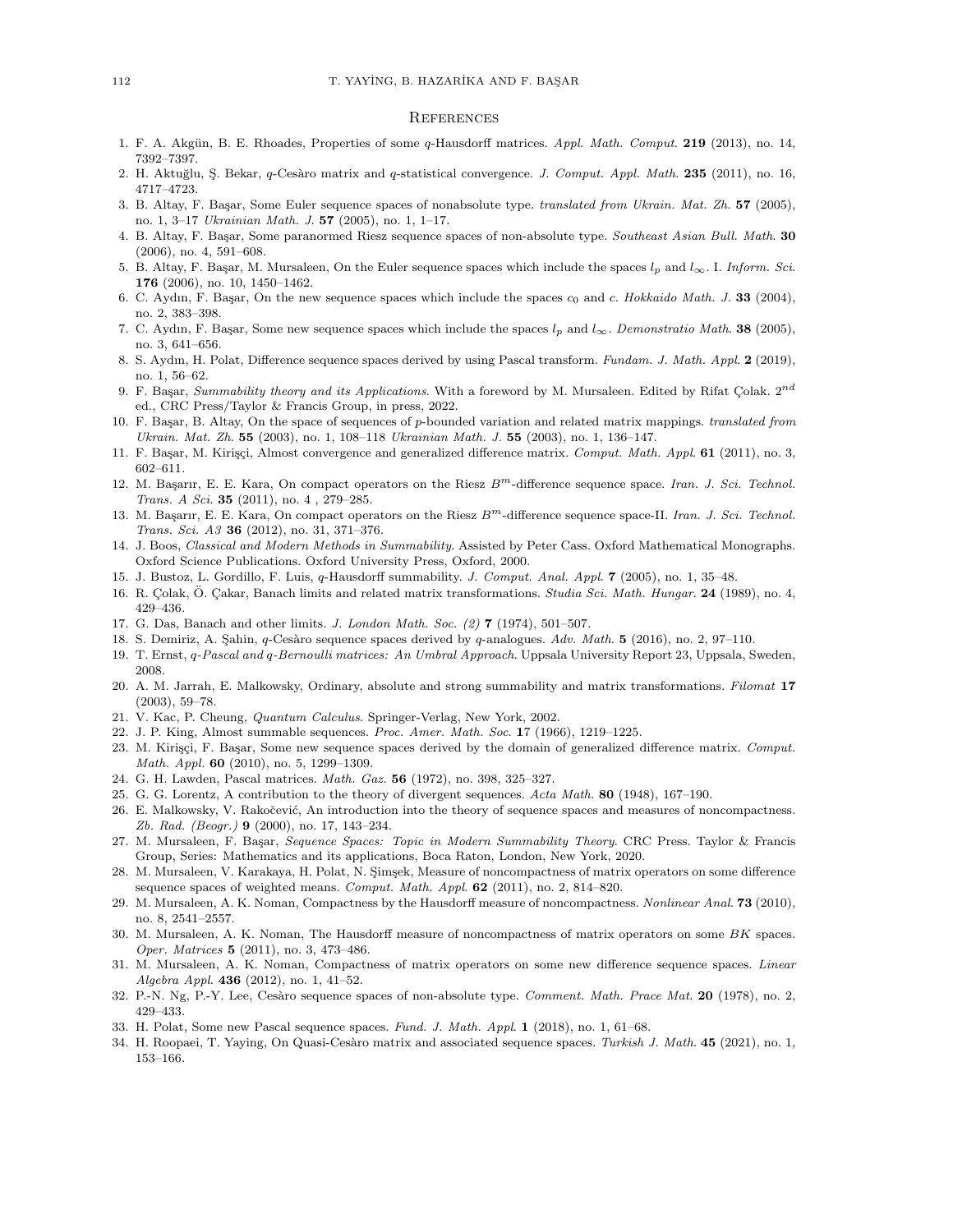## References

1. F. A. Akgün, B. E. Rhoades, Properties of some $q$-Hausdorff matrices. *Appl. Math. Comput.* **219** (2013), no. 14, 7392–7397.
2. H. Aktuğlu, Ş. Bekar, $q$-Cesàro matrix and $q$-statistical convergence. *J. Comput. Appl. Math.* **235** (2011), no. 16, 4717–4723.
3. B. Altay, F. Başar, Some Euler sequence spaces of nonabsolute type. *translated from Ukrain. Mat. Zh.* **57** (2005), no. 1, 3–17 *Ukrainian Math. J.* **57** (2005), no. 1, 1–17.
4. B. Altay, F. Başar, Some paranormed Riesz sequence spaces of non-absolute type. *Southeast Asian Bull. Math.* **30** (2006), no. 4, 591–608.
5. B. Altay, F. Başar, M. Mursaleen, On the Euler sequence spaces which include the spaces $l_p$ and $l_\infty$. I. *Inform. Sci.* **176** (2006), no. 10, 1450–1462.
6. C. Aydın, F. Başar, On the new sequence spaces which include the spaces $c_0$ and $c$. *Hokkaido Math. J.* **33** (2004), no. 2, 383–398.
7. C. Aydın, F. Başar, Some new sequence spaces which include the spaces $l_p$ and $l_\infty$. *Demonstratio Math.* **38** (2005), no. 3, 641–656.
8. S. Aydın, H. Polat, Difference sequence spaces derived by using Pascal transform. *Fundam. J. Math. Appl.* **2** (2019), no. 1, 56–62.
9. F. Başar, *Summability theory and its Applications*. With a foreword by M. Mursaleen. Edited by Rifat Çolak. $2^{nd}$ ed., CRC Press/Taylor & Francis Group, in press, 2022.
10. F. Başar, B. Altay, On the space of sequences of $p$-bounded variation and related matrix mappings. *translated from Ukrain. Mat. Zh.* **55** (2003), no. 1, 108–118 *Ukrainian Math. J.* **55** (2003), no. 1, 136–147.
11. F. Başar, M. Kirişçi, Almost convergence and generalized difference matrix. *Comput. Math. Appl.* **61** (2011), no. 3, 602–611.
12. M. Başarır, E. E. Kara, On compact operators on the Riesz $B^m$-difference sequence space. *Iran. J. Sci. Technol. Trans. A Sci.* **35** (2011), no. 4 , 279–285.
13. M. Başarır, E. E. Kara, On compact operators on the Riesz $B^m$-difference sequence space-II. *Iran. J. Sci. Technol. Trans. Sci. A3* **36** (2012), no. 31, 371–376.
14. J. Boos, *Classical and Modern Methods in Summability*. Assisted by Peter Cass. Oxford Mathematical Monographs. Oxford Science Publications. Oxford University Press, Oxford, 2000.
15. J. Bustoz, L. Gordillo, F. Luis, $q$-Hausdorff summability. *J. Comput. Anal. Appl.* **7** (2005), no. 1, 35–48.
16. R. Çolak, Ö. Çakar, Banach limits and related matrix transformations. *Studia Sci. Math. Hungar.* **24** (1989), no. 4, 429–436.
17. G. Das, Banach and other limits. *J. London Math. Soc. (2)* **7** (1974), 501–507.
18. S. Demiriz, A. Şahin, $q$-Cesàro sequence spaces derived by $q$-analogues. *Adv. Math.* **5** (2016), no. 2, 97–110.
19. T. Ernst, *q-Pascal and q-Bernoulli matrices: An Umbral Approach*. Uppsala University Report 23, Uppsala, Sweden, 2008.
20. A. M. Jarrah, E. Malkowsky, Ordinary, absolute and strong summability and matrix transformations. *Filomat* **17** (2003), 59–78.
21. V. Kac, P. Cheung, *Quantum Calculus*. Springer-Verlag, New York, 2002.
22. J. P. King, Almost summable sequences. *Proc. Amer. Math. Soc.* **17** (1966), 1219–1225.
23. M. Kirişçi, F. Başar, Some new sequence spaces derived by the domain of generalized difference matrix. *Comput. Math. Appl.* **60** (2010), no. 5, 1299–1309.
24. G. H. Lawden, Pascal matrices. *Math. Gaz.* **56** (1972), no. 398, 325–327.
25. G. G. Lorentz, A contribution to the theory of divergent sequences. *Acta Math.* **80** (1948), 167–190.
26. E. Malkowsky, V. Rakočević, An introduction into the theory of sequence spaces and measures of noncompactness. *Zb. Rad. (Beogr.)* **9** (2000), no. 17, 143–234.
27. M. Mursaleen, F. Başar, *Sequence Spaces: Topic in Modern Summability Theory*. CRC Press. Taylor & Francis Group, Series: Mathematics and its applications, Boca Raton, London, New York, 2020.
28. M. Mursaleen, V. Karakaya, H. Polat, N. Şimşek, Measure of noncompactness of matrix operators on some difference sequence spaces of weighted means. *Comput. Math. Appl.* **62** (2011), no. 2, 814–820.
29. M. Mursaleen, A. K. Noman, Compactness by the Hausdorff measure of noncompactness. *Nonlinear Anal.* **73** (2010), no. 8, 2541–2557.
30. M. Mursaleen, A. K. Noman, The Hausdorff measure of noncompactness of matrix operators on some $BK$ spaces. *Oper. Matrices* **5** (2011), no. 3, 473–486.
31. M. Mursaleen, A. K. Noman, Compactness of matrix operators on some new difference sequence spaces. *Linear Algebra Appl.* **436** (2012), no. 1, 41–52.
32. P.-N. Ng, P.-Y. Lee, Cesàro sequence spaces of non-absolute type. *Comment. Math. Prace Mat.* **20** (1978), no. 2, 429–433.
33. H. Polat, Some new Pascal sequence spaces. *Fund. J. Math. Appl.* **1** (2018), no. 1, 61–68.
34. H. Roopaei, T. Yaying, On Quasi-Cesàro matrix and associated sequence spaces. *Turkish J. Math.* **45** (2021), no. 1, 153–166.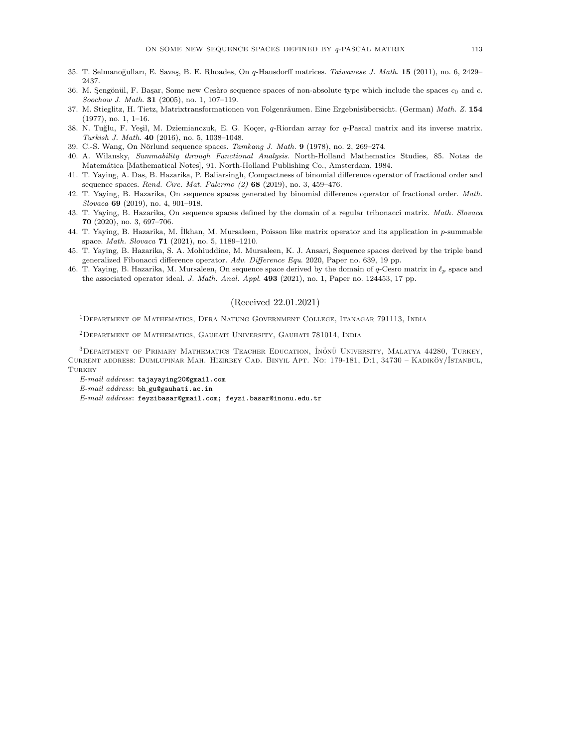35. T. Selmanoğulları, E. Savaş, B. E. Rhoades, On $q$-Hausdorff matrices. *Taiwanese J. Math.* **15** (2011), no. 6, 2429–2437.
36. M. Şengönül, F. Başar, Some new Cesàro sequence spaces of non-absolute type which include the spaces $c_0$ and $c$. *Soochow J. Math.* **31** (2005), no. 1, 107–119.
37. M. Stieglitz, H. Tietz, Matrixtransformationen von Folgenräumen. Eine Ergebnisübersicht. (German) *Math. Z.* **154** (1977), no. 1, 1–16.
38. N. Tuğlu, F. Yeşil, M. Dziemianczuk, E. G. Koçer, $q$-Riordan array for $q$-Pascal matrix and its inverse matrix. *Turkish J. Math.* **40** (2016), no. 5, 1038–1048.
39. C.-S. Wang, On Nörlund sequence spaces. *Tamkang J. Math.* **9** (1978), no. 2, 269–274.
40. A. Wilansky, *Summability through Functional Analysis*. North-Holland Mathematics Studies, 85. Notas de Matemática [Mathematical Notes], 91. North-Holland Publishing Co., Amsterdam, 1984.
41. T. Yaying, A. Das, B. Hazarika, P. Baliarsingh, Compactness of binomial difference operator of fractional order and sequence spaces. *Rend. Circ. Mat. Palermo (2)* **68** (2019), no. 3, 459–476.
42. T. Yaying, B. Hazarika, On sequence spaces generated by binomial difference operator of fractional order. *Math. Slovaca* **69** (2019), no. 4, 901–918.
43. T. Yaying, B. Hazarika, On sequence spaces defined by the domain of a regular tribonacci matrix. *Math. Slovaca* **70** (2020), no. 3, 697–706.
44. T. Yaying, B. Hazarika, M. İlkhan, M. Mursaleen, Poisson like matrix operator and its application in $p$-summable space. *Math. Slovaca* **71** (2021), no. 5, 1189–1210.
45. T. Yaying, B. Hazarika, S. A. Mohiuddine, M. Mursaleen, K. J. Ansari, Sequence spaces derived by the triple band generalized Fibonacci difference operator. *Adv. Difference Equ.* 2020, Paper no. 639, 19 pp.
46. T. Yaying, B. Hazarika, M. Mursaleen, On sequence space derived by the domain of $q$-Cesro matrix in $\ell_p$ space and the associated operator ideal. *J. Math. Anal. Appl.* **493** (2021), no. 1, Paper no. 124453, 17 pp.

(Received 22.01.2021)

[1]Department of Mathematics, Dera Natung Government College, Itanagar 791113, India

[2]Department of Mathematics, Gauhati University, Gauhati 781014, India

[3]Department of Primary Mathematics Teacher Education, İnönü University, Malatya 44280, Turkey, Current address: Dumlupinar Mah. Hizirbey Cad. Binyil Apt. No: 179-181, D:1, 34730 – Kadıköy/İstanbul, Turkey

*E-mail address*: tajayaying20@gmail.com

*E-mail address*: bh_gu@gauhati.ac.in

*E-mail address*: feyzibasar@gmail.com; feyzi.basar@inonu.edu.tr